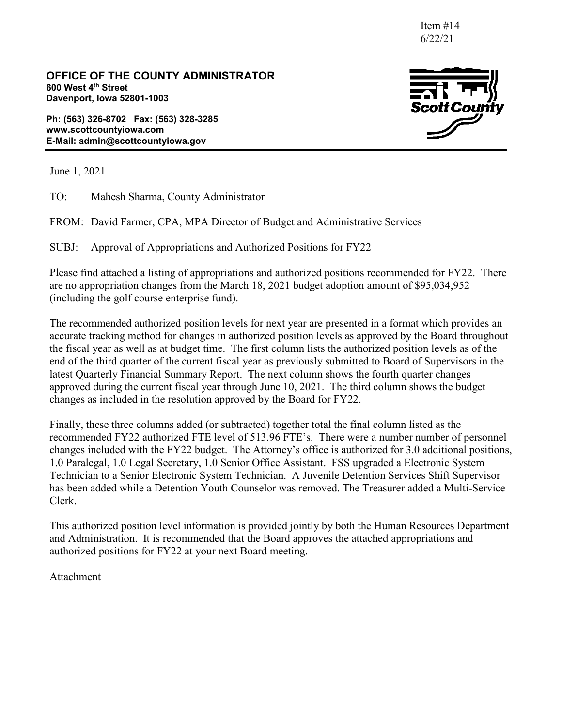Item #14
6/22/21

**OFFICE OF THE COUNTY ADMINISTRATOR**
**600 West 4th Street**
**Davenport, Iowa 52801-1003**

**Ph: (563) 326-8702 Fax: (563) 328-3285**
**www.scottcountyiowa.com**
**E-Mail: admin@scottcountyiowa.gov**

June 1, 2021

TO: Mahesh Sharma, County Administrator

FROM: David Farmer, CPA, MPA Director of Budget and Administrative Services

SUBJ: Approval of Appropriations and Authorized Positions for FY22

Please find attached a listing of appropriations and authorized positions recommended for FY22. There are no appropriation changes from the March 18, 2021 budget adoption amount of $95,034,952 (including the golf course enterprise fund).

The recommended authorized position levels for next year are presented in a format which provides an accurate tracking method for changes in authorized position levels as approved by the Board throughout the fiscal year as well as at budget time. The first column lists the authorized position levels as of the end of the third quarter of the current fiscal year as previously submitted to Board of Supervisors in the latest Quarterly Financial Summary Report. The next column shows the fourth quarter changes approved during the current fiscal year through June 10, 2021. The third column shows the budget changes as included in the resolution approved by the Board for FY22.

Finally, these three columns added (or subtracted) together total the final column listed as the recommended FY22 authorized FTE level of 513.96 FTE's. There were a number number of personnel changes included with the FY22 budget. The Attorney's office is authorized for 3.0 additional positions, 1.0 Paralegal, 1.0 Legal Secretary, 1.0 Senior Office Assistant. FSS upgraded a Electronic System Technician to a Senior Electronic System Technician. A Juvenile Detention Services Shift Supervisor has been added while a Detention Youth Counselor was removed. The Treasurer added a Multi-Service Clerk.

This authorized position level information is provided jointly by both the Human Resources Department and Administration. It is recommended that the Board approves the attached appropriations and authorized positions for FY22 at your next Board meeting.

Attachment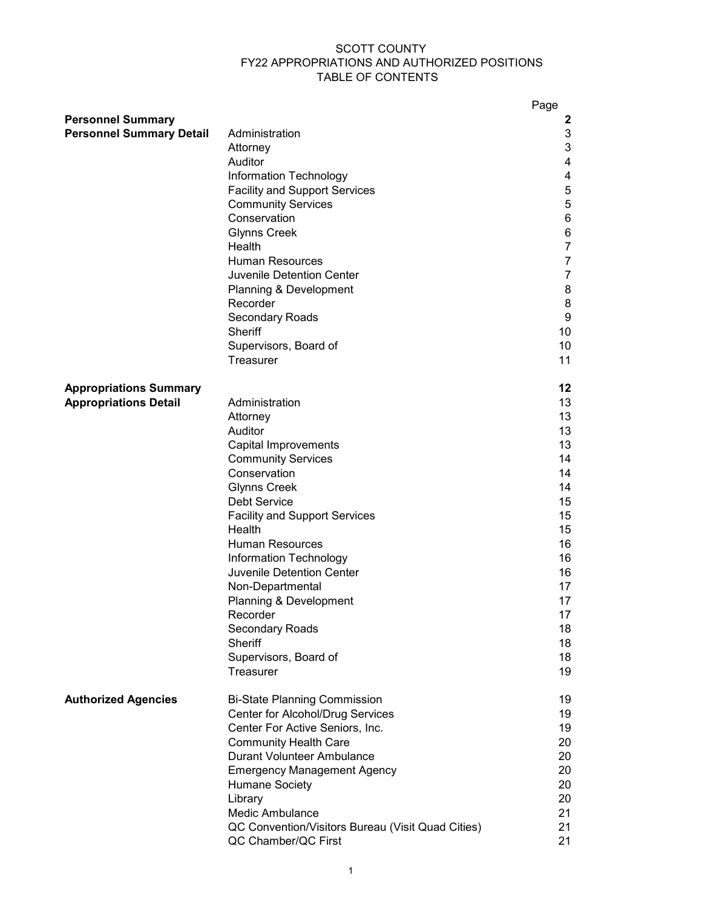# SCOTT COUNTY
## FY22 APPROPRIATIONS AND AUTHORIZED POSITIONS
## TABLE OF CONTENTS

| | | Page |
|---|---|---|
| **Personnel Summary** | | **2** |
| **Personnel Summary Detail** | Administration | 3 |
| | Attorney | 3 |
| | Auditor | 4 |
| | Information Technology | 4 |
| | Facility and Support Services | 5 |
| | Community Services | 5 |
| | Conservation | 6 |
| | Glynns Creek | 6 |
| | Health | 7 |
| | Human Resources | 7 |
| | Juvenile Detention Center | 7 |
| | Planning & Development | 8 |
| | Recorder | 8 |
| | Secondary Roads | 9 |
| | Sheriff | 10 |
| | Supervisors, Board of | 10 |
| | Treasurer | 11 |
| **Appropriations Summary** | | **12** |
| **Appropriations Detail** | Administration | 13 |
| | Attorney | 13 |
| | Auditor | 13 |
| | Capital Improvements | 13 |
| | Community Services | 14 |
| | Conservation | 14 |
| | Glynns Creek | 14 |
| | Debt Service | 15 |
| | Facility and Support Services | 15 |
| | Health | 15 |
| | Human Resources | 16 |
| | Information Technology | 16 |
| | Juvenile Detention Center | 16 |
| | Non-Departmental | 17 |
| | Planning & Development | 17 |
| | Recorder | 17 |
| | Secondary Roads | 18 |
| | Sheriff | 18 |
| | Supervisors, Board of | 18 |
| | Treasurer | 19 |
| **Authorized Agencies** | Bi-State Planning Commission | 19 |
| | Center for Alcohol/Drug Services | 19 |
| | Center For Active Seniors, Inc. | 19 |
| | Community Health Care | 20 |
| | Durant Volunteer Ambulance | 20 |
| | Emergency Management Agency | 20 |
| | Humane Society | 20 |
| | Library | 20 |
| | Medic Ambulance | 21 |
| | QC Convention/Visitors Bureau (Visit Quad Cities) | 21 |
| | QC Chamber/QC First | 21 |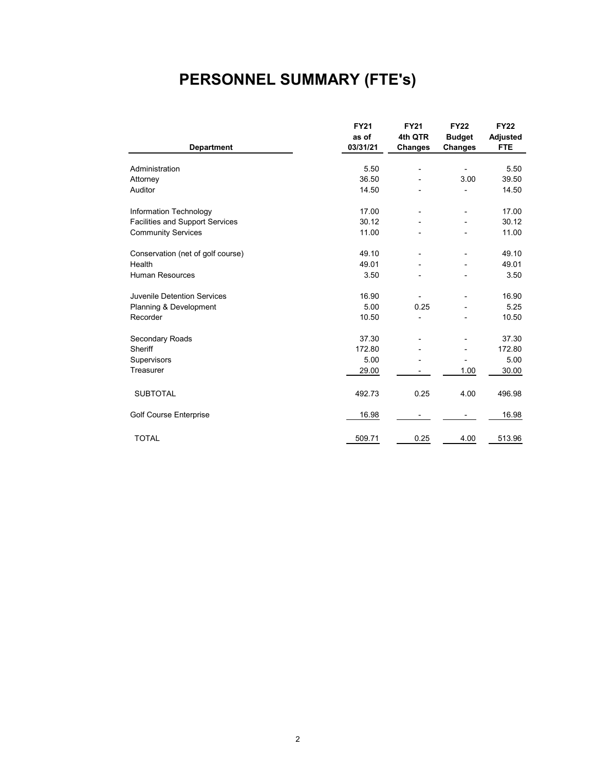# PERSONNEL SUMMARY (FTE's)

| Department | FY21 as of 03/31/21 | FY21 4th QTR Changes | FY22 Budget Changes | FY22 Adjusted FTE |
|---|---|---|---|---|
| Administration | 5.50 | - | - | 5.50 |
| Attorney | 36.50 | - | 3.00 | 39.50 |
| Auditor | 14.50 | - | - | 14.50 |
| Information Technology | 17.00 | - | - | 17.00 |
| Facilities and Support Services | 30.12 | - | - | 30.12 |
| Community Services | 11.00 | - | - | 11.00 |
| Conservation (net of golf course) | 49.10 | - | - | 49.10 |
| Health | 49.01 | - | - | 49.01 |
| Human Resources | 3.50 | - | - | 3.50 |
| Juvenile Detention Services | 16.90 | - | - | 16.90 |
| Planning & Development | 5.00 | 0.25 | - | 5.25 |
| Recorder | 10.50 | - | - | 10.50 |
| Secondary Roads | 37.30 | - | - | 37.30 |
| Sheriff | 172.80 | - | - | 172.80 |
| Supervisors | 5.00 | - | - | 5.00 |
| Treasurer | 29.00 | - | 1.00 | 30.00 |
| SUBTOTAL | 492.73 | 0.25 | 4.00 | 496.98 |
| Golf Course Enterprise | 16.98 | - | - | 16.98 |
| TOTAL | 509.71 | 0.25 | 4.00 | 513.96 |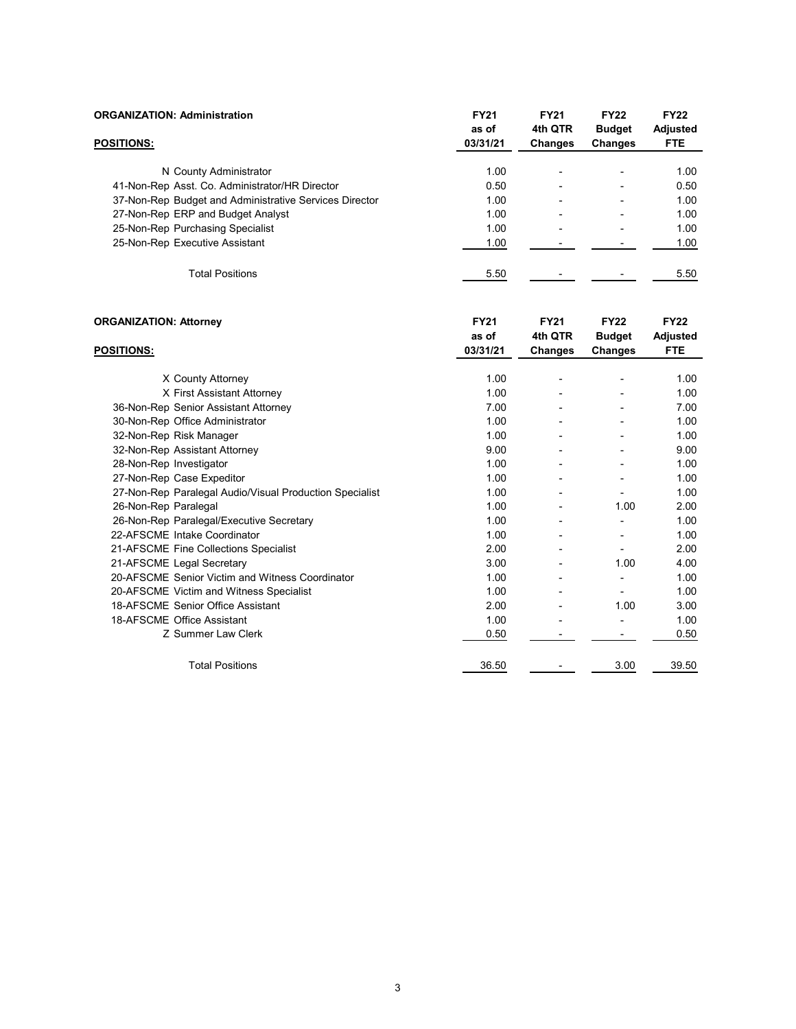**ORGANIZATION: Administration**

| POSITIONS: | FY21 as of 03/31/21 | FY21 4th QTR Changes | FY22 Budget Changes | FY22 Adjusted FTE |
|---|---|---|---|---|
| N County Administrator | 1.00 | - | - | 1.00 |
| 41-Non-Rep Asst. Co. Administrator/HR Director | 0.50 | - | - | 0.50 |
| 37-Non-Rep Budget and Administrative Services Director | 1.00 | - | - | 1.00 |
| 27-Non-Rep ERP and Budget Analyst | 1.00 | - | - | 1.00 |
| 25-Non-Rep Purchasing Specialist | 1.00 | - | - | 1.00 |
| 25-Non-Rep Executive Assistant | 1.00 | - | - | 1.00 |
| Total Positions | 5.50 | - | - | 5.50 |

**ORGANIZATION: Attorney**

| POSITIONS: | FY21 as of 03/31/21 | FY21 4th QTR Changes | FY22 Budget Changes | FY22 Adjusted FTE |
|---|---|---|---|---|
| X County Attorney | 1.00 | - | - | 1.00 |
| X First Assistant Attorney | 1.00 | - | - | 1.00 |
| 36-Non-Rep Senior Assistant Attorney | 7.00 | - | - | 7.00 |
| 30-Non-Rep Office Administrator | 1.00 | - | - | 1.00 |
| 32-Non-Rep Risk Manager | 1.00 | - | - | 1.00 |
| 32-Non-Rep Assistant Attorney | 9.00 | - | - | 9.00 |
| 28-Non-Rep Investigator | 1.00 | - | - | 1.00 |
| 27-Non-Rep Case Expeditor | 1.00 | - | - | 1.00 |
| 27-Non-Rep Paralegal Audio/Visual Production Specialist | 1.00 | - | - | 1.00 |
| 26-Non-Rep Paralegal | 1.00 | - | 1.00 | 2.00 |
| 26-Non-Rep Paralegal/Executive Secretary | 1.00 | - | - | 1.00 |
| 22-AFSCME Intake Coordinator | 1.00 | - | - | 1.00 |
| 21-AFSCME Fine Collections Specialist | 2.00 | - | - | 2.00 |
| 21-AFSCME Legal Secretary | 3.00 | - | 1.00 | 4.00 |
| 20-AFSCME Senior Victim and Witness Coordinator | 1.00 | - | - | 1.00 |
| 20-AFSCME Victim and Witness Specialist | 1.00 | - | - | 1.00 |
| 18-AFSCME Senior Office Assistant | 2.00 | - | 1.00 | 3.00 |
| 18-AFSCME Office Assistant | 1.00 | - | - | 1.00 |
| Z Summer Law Clerk | 0.50 | - | - | 0.50 |
| Total Positions | 36.50 | - | 3.00 | 39.50 |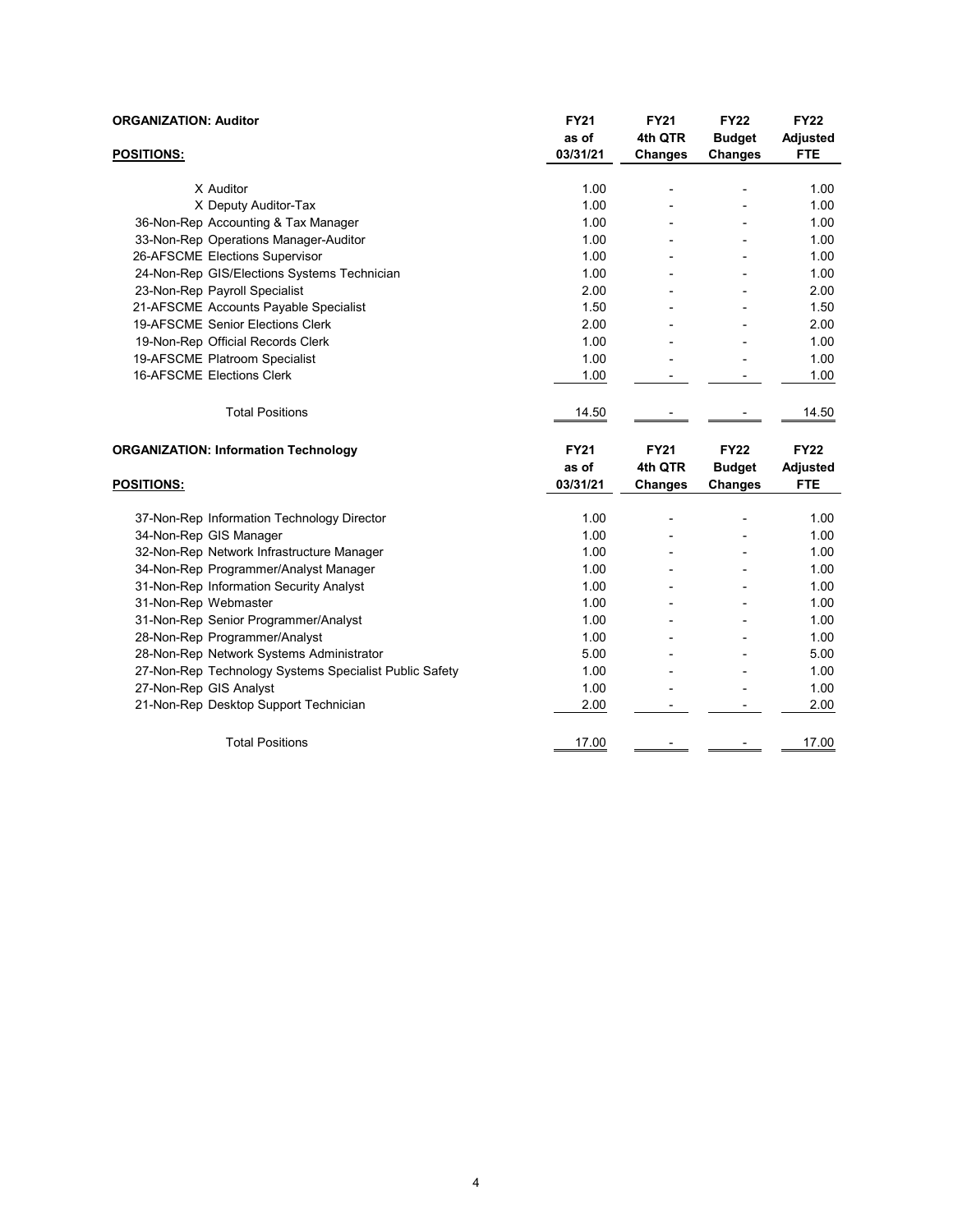| ORGANIZATION: Auditor | FY21 as of | FY21 4th QTR | FY22 Budget | FY22 Adjusted |
|---|---|---|---|---|
| POSITIONS: | 03/31/21 | Changes | Changes | FTE |
| X Auditor | 1.00 | - | - | 1.00 |
| X Deputy Auditor-Tax | 1.00 | - | - | 1.00 |
| 36-Non-Rep Accounting & Tax Manager | 1.00 | - | - | 1.00 |
| 33-Non-Rep Operations Manager-Auditor | 1.00 | - | - | 1.00 |
| 26-AFSCME Elections Supervisor | 1.00 | - | - | 1.00 |
| 24-Non-Rep GIS/Elections Systems Technician | 1.00 | - | - | 1.00 |
| 23-Non-Rep Payroll Specialist | 2.00 | - | - | 2.00 |
| 21-AFSCME Accounts Payable Specialist | 1.50 | - | - | 1.50 |
| 19-AFSCME Senior Elections Clerk | 2.00 | - | - | 2.00 |
| 19-Non-Rep Official Records Clerk | 1.00 | - | - | 1.00 |
| 19-AFSCME Platroom Specialist | 1.00 | - | - | 1.00 |
| 16-AFSCME Elections Clerk | 1.00 | - | - | 1.00 |
| Total Positions | 14.50 | - | - | 14.50 |

| ORGANIZATION: Information Technology | FY21 as of | FY21 4th QTR | FY22 Budget | FY22 Adjusted |
|---|---|---|---|---|
| POSITIONS: | 03/31/21 | Changes | Changes | FTE |
| 37-Non-Rep Information Technology Director | 1.00 | - | - | 1.00 |
| 34-Non-Rep GIS Manager | 1.00 | - | - | 1.00 |
| 32-Non-Rep Network Infrastructure Manager | 1.00 | - | - | 1.00 |
| 34-Non-Rep Programmer/Analyst Manager | 1.00 | - | - | 1.00 |
| 31-Non-Rep Information Security Analyst | 1.00 | - | - | 1.00 |
| 31-Non-Rep Webmaster | 1.00 | - | - | 1.00 |
| 31-Non-Rep Senior Programmer/Analyst | 1.00 | - | - | 1.00 |
| 28-Non-Rep Programmer/Analyst | 1.00 | - | - | 1.00 |
| 28-Non-Rep Network Systems Administrator | 5.00 | - | - | 5.00 |
| 27-Non-Rep Technology Systems Specialist Public Safety | 1.00 | - | - | 1.00 |
| 27-Non-Rep GIS Analyst | 1.00 | - | - | 1.00 |
| 21-Non-Rep Desktop Support Technician | 2.00 | - | - | 2.00 |
| Total Positions | 17.00 | - | - | 17.00 |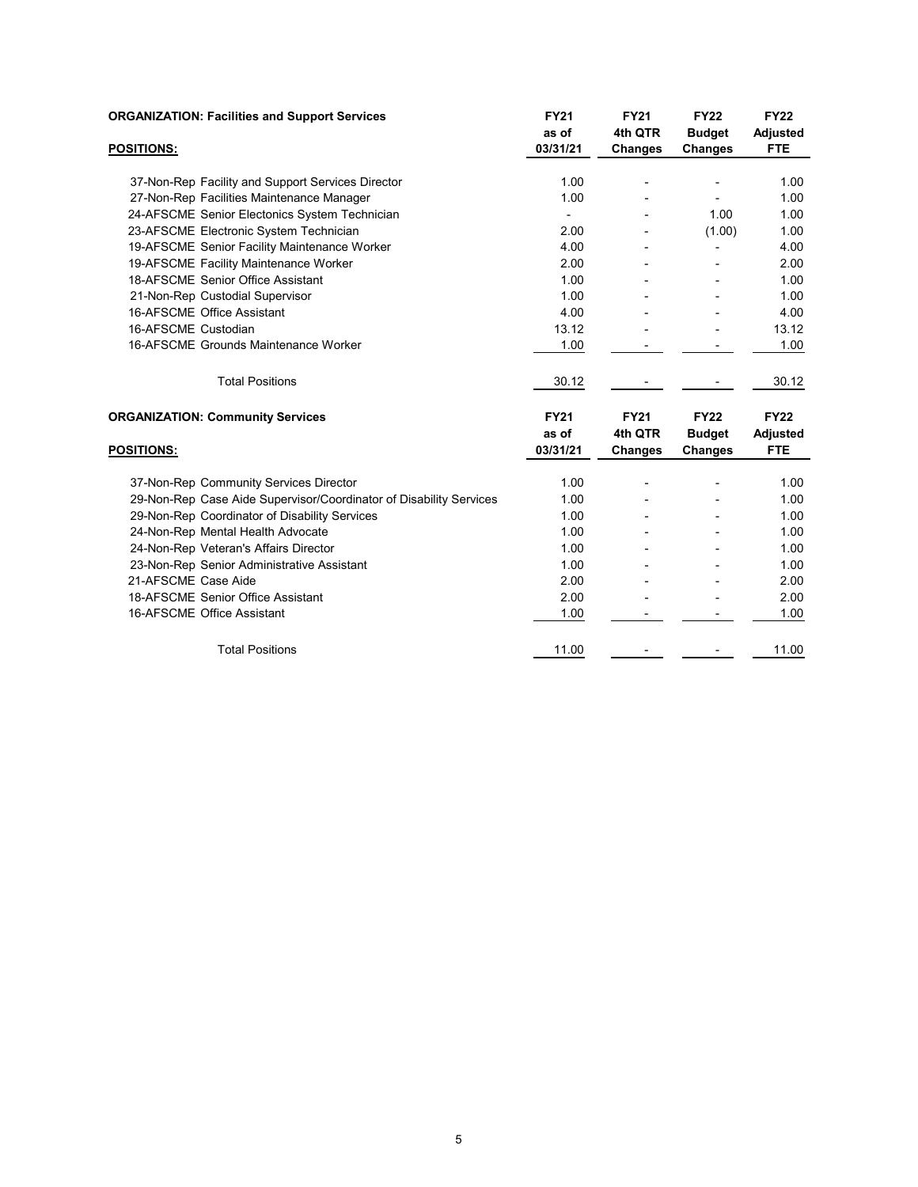**ORGANIZATION: Facilities and Support Services**

| POSITIONS: | FY21 as of 03/31/21 | FY21 4th QTR Changes | FY22 Budget Changes | FY22 Adjusted FTE |
|---|---|---|---|---|
| 37-Non-Rep Facility and Support Services Director | 1.00 | - | - | 1.00 |
| 27-Non-Rep Facilities Maintenance Manager | 1.00 | - | - | 1.00 |
| 24-AFSCME Senior Electonics System Technician | - | - | 1.00 | 1.00 |
| 23-AFSCME Electronic System Technician | 2.00 | - | (1.00) | 1.00 |
| 19-AFSCME Senior Facility Maintenance Worker | 4.00 | - | - | 4.00 |
| 19-AFSCME Facility Maintenance Worker | 2.00 | - | - | 2.00 |
| 18-AFSCME Senior Office Assistant | 1.00 | - | - | 1.00 |
| 21-Non-Rep Custodial Supervisor | 1.00 | - | - | 1.00 |
| 16-AFSCME Office Assistant | 4.00 | - | - | 4.00 |
| 16-AFSCME Custodian | 13.12 | - | - | 13.12 |
| 16-AFSCME Grounds Maintenance Worker | 1.00 | - | - | 1.00 |
| Total Positions | 30.12 | - | - | 30.12 |

**ORGANIZATION: Community Services**

| POSITIONS: | FY21 as of 03/31/21 | FY21 4th QTR Changes | FY22 Budget Changes | FY22 Adjusted FTE |
|---|---|---|---|---|
| 37-Non-Rep Community Services Director | 1.00 | - | - | 1.00 |
| 29-Non-Rep Case Aide Supervisor/Coordinator of Disability Services | 1.00 | - | - | 1.00 |
| 29-Non-Rep Coordinator of Disability Services | 1.00 | - | - | 1.00 |
| 24-Non-Rep Mental Health Advocate | 1.00 | - | - | 1.00 |
| 24-Non-Rep Veteran's Affairs Director | 1.00 | - | - | 1.00 |
| 23-Non-Rep Senior Administrative Assistant | 1.00 | - | - | 1.00 |
| 21-AFSCME Case Aide | 2.00 | - | - | 2.00 |
| 18-AFSCME Senior Office Assistant | 2.00 | - | - | 2.00 |
| 16-AFSCME Office Assistant | 1.00 | - | - | 1.00 |
| Total Positions | 11.00 | - | - | 11.00 |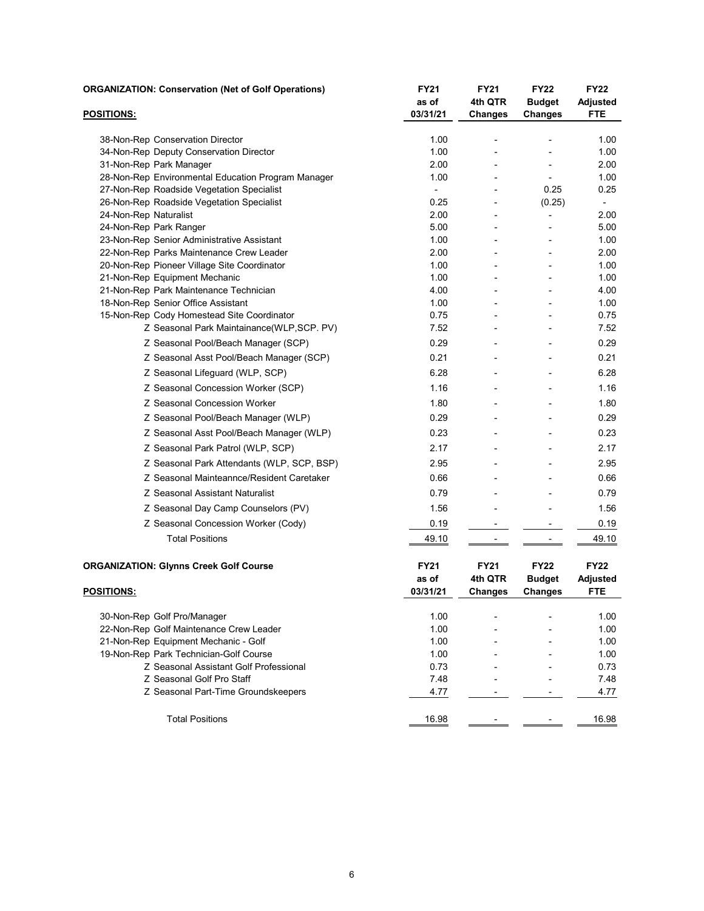| ORGANIZATION: Conservation (Net of Golf Operations) | FY21 as of 03/31/21 | FY21 4th QTR Changes | FY22 Budget Changes | FY22 Adjusted FTE |
|---|---|---|---|---|
| **POSITIONS:** | | | | |
| 38-Non-Rep Conservation Director | 1.00 | - | - | 1.00 |
| 34-Non-Rep Deputy Conservation Director | 1.00 | - | - | 1.00 |
| 31-Non-Rep Park Manager | 2.00 | - | - | 2.00 |
| 28-Non-Rep Environmental Education Program Manager | 1.00 | - | - | 1.00 |
| 27-Non-Rep Roadside Vegetation Specialist | - | - | 0.25 | 0.25 |
| 26-Non-Rep Roadside Vegetation Specialist | 0.25 | - | (0.25) | - |
| 24-Non-Rep Naturalist | 2.00 | - | - | 2.00 |
| 24-Non-Rep Park Ranger | 5.00 | - | - | 5.00 |
| 23-Non-Rep Senior Administrative Assistant | 1.00 | - | - | 1.00 |
| 22-Non-Rep Parks Maintenance Crew Leader | 2.00 | - | - | 2.00 |
| 20-Non-Rep Pioneer Village Site Coordinator | 1.00 | - | - | 1.00 |
| 21-Non-Rep Equipment Mechanic | 1.00 | - | - | 1.00 |
| 21-Non-Rep Park Maintenance Technician | 4.00 | - | - | 4.00 |
| 18-Non-Rep Senior Office Assistant | 1.00 | - | - | 1.00 |
| 15-Non-Rep Cody Homestead Site Coordinator | 0.75 | - | - | 0.75 |
| Z Seasonal Park Maintainance(WLP,SCP. PV) | 7.52 | - | - | 7.52 |
| Z Seasonal Pool/Beach Manager (SCP) | 0.29 | - | - | 0.29 |
| Z Seasonal Asst Pool/Beach Manager (SCP) | 0.21 | - | - | 0.21 |
| Z Seasonal Lifeguard (WLP, SCP) | 6.28 | - | - | 6.28 |
| Z Seasonal Concession Worker (SCP) | 1.16 | - | - | 1.16 |
| Z Seasonal Concession Worker | 1.80 | - | - | 1.80 |
| Z Seasonal Pool/Beach Manager (WLP) | 0.29 | - | - | 0.29 |
| Z Seasonal Asst Pool/Beach Manager (WLP) | 0.23 | - | - | 0.23 |
| Z Seasonal Park Patrol (WLP, SCP) | 2.17 | - | - | 2.17 |
| Z Seasonal Park Attendants (WLP, SCP, BSP) | 2.95 | - | - | 2.95 |
| Z Seasonal Mainteannce/Resident Caretaker | 0.66 | - | - | 0.66 |
| Z Seasonal Assistant Naturalist | 0.79 | - | - | 0.79 |
| Z Seasonal Day Camp Counselors (PV) | 1.56 | - | - | 1.56 |
| Z Seasonal Concession Worker (Cody) | 0.19 | - | - | 0.19 |
| Total Positions | 49.10 | - | - | 49.10 |

| ORGANIZATION: Glynns Creek Golf Course | FY21 as of 03/31/21 | FY21 4th QTR Changes | FY22 Budget Changes | FY22 Adjusted FTE |
|---|---|---|---|---|
| **POSITIONS:** | | | | |
| 30-Non-Rep Golf Pro/Manager | 1.00 | - | - | 1.00 |
| 22-Non-Rep Golf Maintenance Crew Leader | 1.00 | - | - | 1.00 |
| 21-Non-Rep Equipment Mechanic - Golf | 1.00 | - | - | 1.00 |
| 19-Non-Rep Park Technician-Golf Course | 1.00 | - | - | 1.00 |
| Z Seasonal Assistant Golf Professional | 0.73 | - | - | 0.73 |
| Z Seasonal Golf Pro Staff | 7.48 | - | - | 7.48 |
| Z Seasonal Part-Time Groundskeepers | 4.77 | - | - | 4.77 |
| Total Positions | 16.98 | - | - | 16.98 |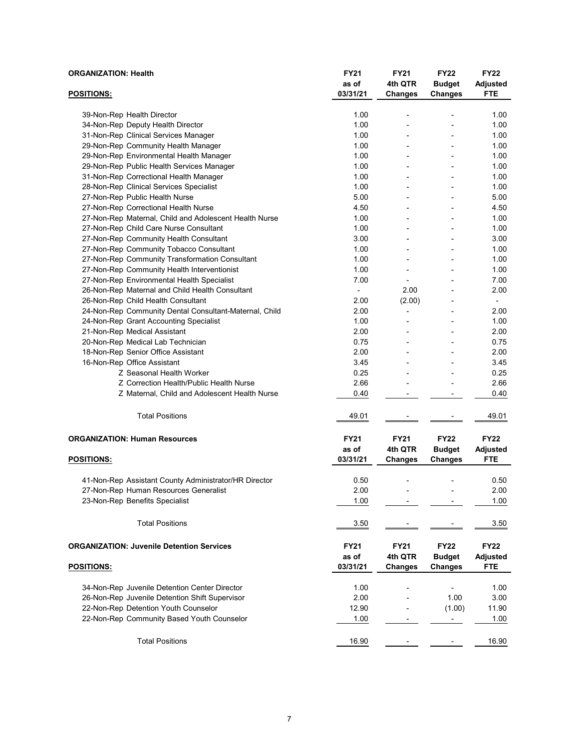**ORGANIZATION: Health**

| POSITIONS: | FY21 as of 03/31/21 | FY21 4th QTR Changes | FY22 Budget Changes | FY22 Adjusted FTE |
|---|---|---|---|---|
| 39-Non-Rep Health Director | 1.00 | - | - | 1.00 |
| 34-Non-Rep Deputy Health Director | 1.00 | - | - | 1.00 |
| 31-Non-Rep Clinical Services Manager | 1.00 | - | - | 1.00 |
| 29-Non-Rep Community Health Manager | 1.00 | - | - | 1.00 |
| 29-Non-Rep Environmental Health Manager | 1.00 | - | - | 1.00 |
| 29-Non-Rep Public Health Services Manager | 1.00 | - | - | 1.00 |
| 31-Non-Rep Correctional Health Manager | 1.00 | - | - | 1.00 |
| 28-Non-Rep Clinical Services Specialist | 1.00 | - | - | 1.00 |
| 27-Non-Rep Public Health Nurse | 5.00 | - | - | 5.00 |
| 27-Non-Rep Correctional Health Nurse | 4.50 | - | - | 4.50 |
| 27-Non-Rep Maternal, Child and Adolescent Health Nurse | 1.00 | - | - | 1.00 |
| 27-Non-Rep Child Care Nurse Consultant | 1.00 | - | - | 1.00 |
| 27-Non-Rep Community Health Consultant | 3.00 | - | - | 3.00 |
| 27-Non-Rep Community Tobacco Consultant | 1.00 | - | - | 1.00 |
| 27-Non-Rep Community Transformation Consultant | 1.00 | - | - | 1.00 |
| 27-Non-Rep Community Health Interventionist | 1.00 | - | - | 1.00 |
| 27-Non-Rep Environmental Health Specialist | 7.00 | - | - | 7.00 |
| 26-Non-Rep Maternal and Child Health Consultant | - | 2.00 | - | 2.00 |
| 26-Non-Rep Child Health Consultant | 2.00 | (2.00) | - | - |
| 24-Non-Rep Community Dental Consultant-Maternal, Child | 2.00 | - | - | 2.00 |
| 24-Non-Rep Grant Accounting Specialist | 1.00 | - | - | 1.00 |
| 21-Non-Rep Medical Assistant | 2.00 | - | - | 2.00 |
| 20-Non-Rep Medical Lab Technician | 0.75 | - | - | 0.75 |
| 18-Non-Rep Senior Office Assistant | 2.00 | - | - | 2.00 |
| 16-Non-Rep Office Assistant | 3.45 | - | - | 3.45 |
| Z Seasonal Health Worker | 0.25 | - | - | 0.25 |
| Z Correction Health/Public Health Nurse | 2.66 | - | - | 2.66 |
| Z Maternal, Child and Adolescent Health Nurse | 0.40 | - | - | 0.40 |
| Total Positions | 49.01 | - | - | 49.01 |

**ORGANIZATION: Human Resources**

| POSITIONS: | FY21 as of 03/31/21 | FY21 4th QTR Changes | FY22 Budget Changes | FY22 Adjusted FTE |
|---|---|---|---|---|
| 41-Non-Rep Assistant County Administrator/HR Director | 0.50 | - | - | 0.50 |
| 27-Non-Rep Human Resources Generalist | 2.00 | - | - | 2.00 |
| 23-Non-Rep Benefits Specialist | 1.00 | - | - | 1.00 |
| Total Positions | 3.50 | - | - | 3.50 |

**ORGANIZATION: Juvenile Detention Services**

| POSITIONS: | FY21 as of 03/31/21 | FY21 4th QTR Changes | FY22 Budget Changes | FY22 Adjusted FTE |
|---|---|---|---|---|
| 34-Non-Rep Juvenile Detention Center Director | 1.00 | - | - | 1.00 |
| 26-Non-Rep Juvenile Detention Shift Supervisor | 2.00 | - | 1.00 | 3.00 |
| 22-Non-Rep Detention Youth Counselor | 12.90 | - | (1.00) | 11.90 |
| 22-Non-Rep Community Based Youth Counselor | 1.00 | - | - | 1.00 |
| Total Positions | 16.90 | - | - | 16.90 |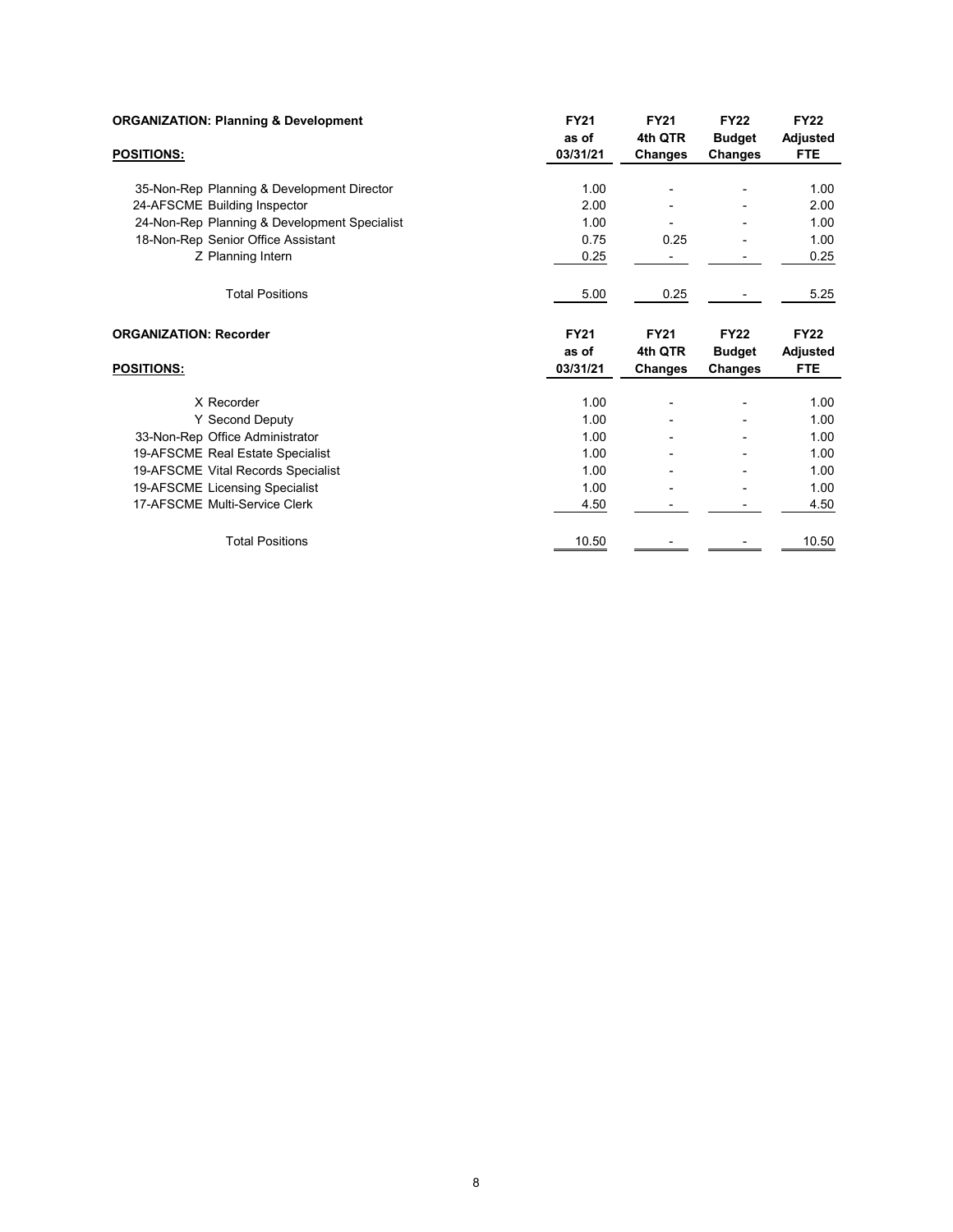| ORGANIZATION: Planning & Development | FY21 as of 03/31/21 | FY21 4th QTR Changes | FY22 Budget Changes | FY22 Adjusted FTE |
|---|---|---|---|---|
| **POSITIONS:** | | | | |
| 35-Non-Rep Planning & Development Director | 1.00 | - | - | 1.00 |
| 24-AFSCME Building Inspector | 2.00 | - | - | 2.00 |
| 24-Non-Rep Planning & Development Specialist | 1.00 | - | - | 1.00 |
| 18-Non-Rep Senior Office Assistant | 0.75 | 0.25 | - | 1.00 |
| Z Planning Intern | 0.25 | - | - | 0.25 |
| Total Positions | 5.00 | 0.25 | - | 5.25 |

| ORGANIZATION: Recorder | FY21 as of 03/31/21 | FY21 4th QTR Changes | FY22 Budget Changes | FY22 Adjusted FTE |
|---|---|---|---|---|
| **POSITIONS:** | | | | |
| X Recorder | 1.00 | - | - | 1.00 |
| Y Second Deputy | 1.00 | - | - | 1.00 |
| 33-Non-Rep Office Administrator | 1.00 | - | - | 1.00 |
| 19-AFSCME Real Estate Specialist | 1.00 | - | - | 1.00 |
| 19-AFSCME Vital Records Specialist | 1.00 | - | - | 1.00 |
| 19-AFSCME Licensing Specialist | 1.00 | - | - | 1.00 |
| 17-AFSCME Multi-Service Clerk | 4.50 | - | - | 4.50 |
| Total Positions | 10.50 | - | - | 10.50 |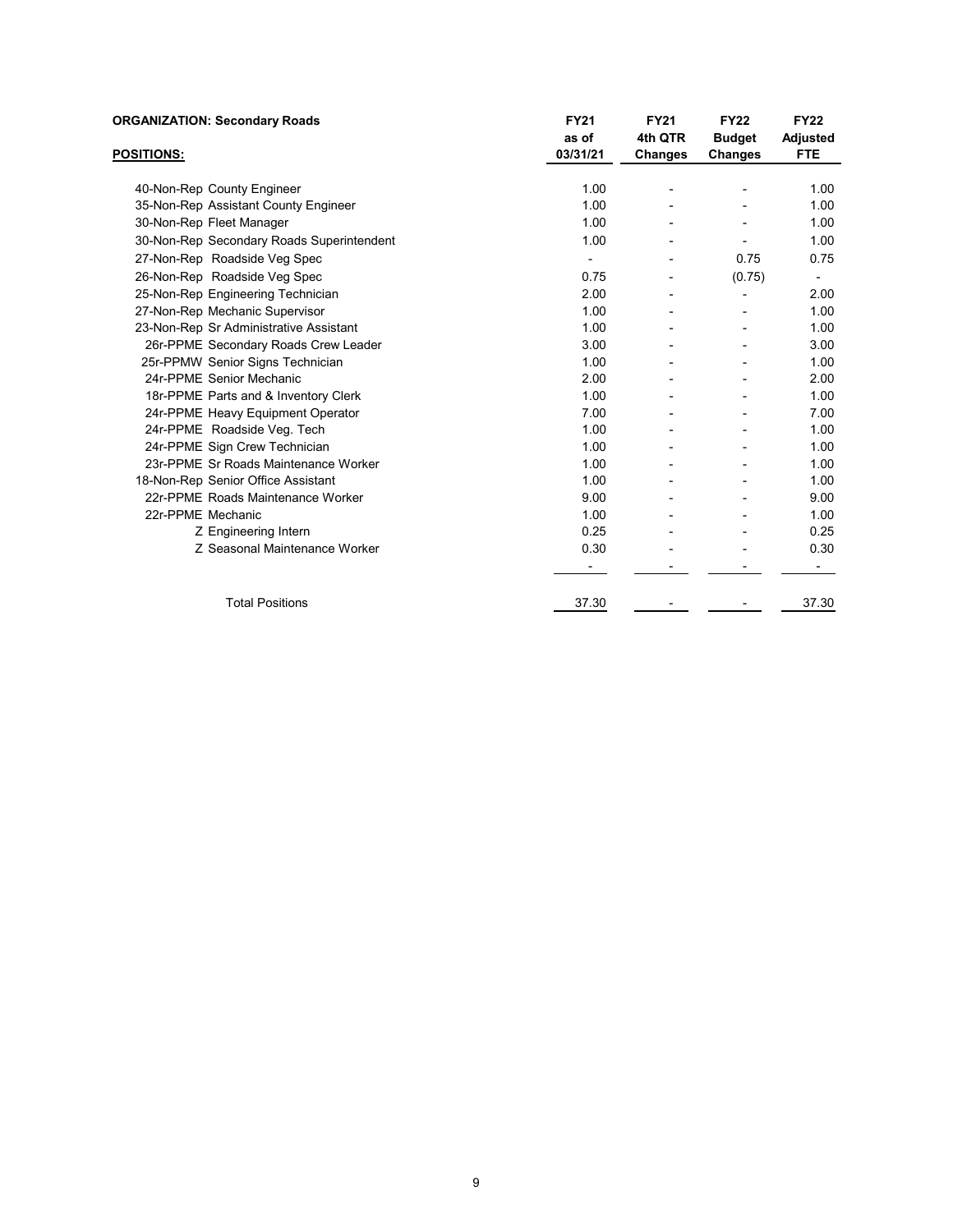**ORGANIZATION: Secondary Roads**

| POSITIONS: | FY21 as of 03/31/21 | FY21 4th QTR Changes | FY22 Budget Changes | FY22 Adjusted FTE |
|---|---|---|---|---|
| 40-Non-Rep County Engineer | 1.00 | - | - | 1.00 |
| 35-Non-Rep Assistant County Engineer | 1.00 | - | - | 1.00 |
| 30-Non-Rep Fleet Manager | 1.00 | - | - | 1.00 |
| 30-Non-Rep Secondary Roads Superintendent | 1.00 | - | - | 1.00 |
| 27-Non-Rep Roadside Veg Spec | - | - | 0.75 | 0.75 |
| 26-Non-Rep Roadside Veg Spec | 0.75 | - | (0.75) | - |
| 25-Non-Rep Engineering Technician | 2.00 | - | - | 2.00 |
| 27-Non-Rep Mechanic Supervisor | 1.00 | - | - | 1.00 |
| 23-Non-Rep Sr Administrative Assistant | 1.00 | - | - | 1.00 |
| 26r-PPME Secondary Roads Crew Leader | 3.00 | - | - | 3.00 |
| 25r-PPMW Senior Signs Technician | 1.00 | - | - | 1.00 |
| 24r-PPME Senior Mechanic | 2.00 | - | - | 2.00 |
| 18r-PPME Parts and & Inventory Clerk | 1.00 | - | - | 1.00 |
| 24r-PPME Heavy Equipment Operator | 7.00 | - | - | 7.00 |
| 24r-PPME Roadside Veg. Tech | 1.00 | - | - | 1.00 |
| 24r-PPME Sign Crew Technician | 1.00 | - | - | 1.00 |
| 23r-PPME Sr Roads Maintenance Worker | 1.00 | - | - | 1.00 |
| 18-Non-Rep Senior Office Assistant | 1.00 | - | - | 1.00 |
| 22r-PPME Roads Maintenance Worker | 9.00 | - | - | 9.00 |
| 22r-PPME Mechanic | 1.00 | - | - | 1.00 |
| Z Engineering Intern | 0.25 | - | - | 0.25 |
| Z Seasonal Maintenance Worker | 0.30 | - | - | 0.30 |
| | - | - | - | - |
| Total Positions | 37.30 | - | - | 37.30 |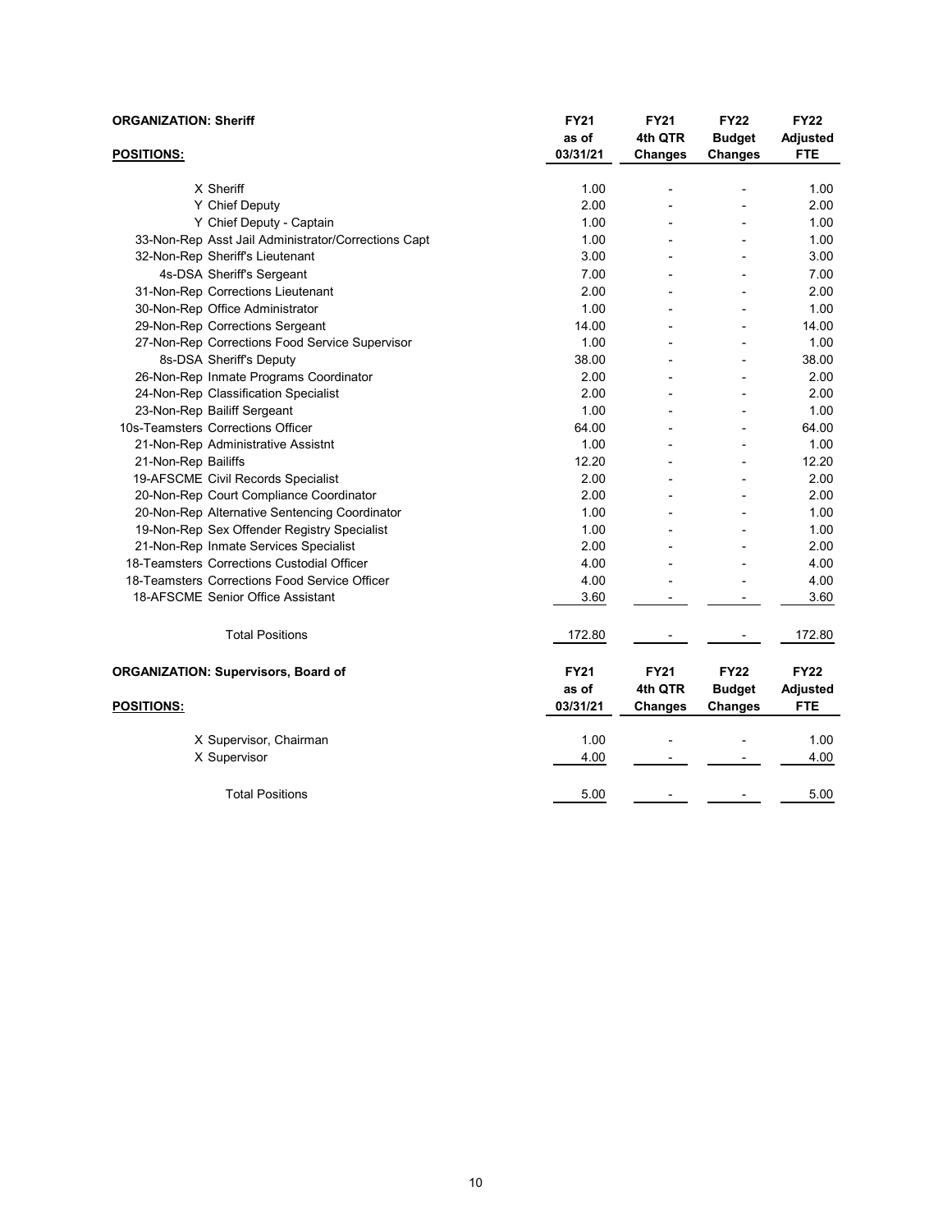**ORGANIZATION: Sheriff**

| POSITIONS: | FY21 as of 03/31/21 | FY21 4th QTR Changes | FY22 Budget Changes | FY22 Adjusted FTE |
|---|---|---|---|---|
| X Sheriff | 1.00 | - | - | 1.00 |
| Y Chief Deputy | 2.00 | - | - | 2.00 |
| Y Chief Deputy - Captain | 1.00 | - | - | 1.00 |
| 33-Non-Rep Asst Jail Administrator/Corrections Capt | 1.00 | - | - | 1.00 |
| 32-Non-Rep Sheriff's Lieutenant | 3.00 | - | - | 3.00 |
| 4s-DSA Sheriff's Sergeant | 7.00 | - | - | 7.00 |
| 31-Non-Rep Corrections Lieutenant | 2.00 | - | - | 2.00 |
| 30-Non-Rep Office Administrator | 1.00 | - | - | 1.00 |
| 29-Non-Rep Corrections Sergeant | 14.00 | - | - | 14.00 |
| 27-Non-Rep Corrections Food Service Supervisor | 1.00 | - | - | 1.00 |
| 8s-DSA Sheriff's Deputy | 38.00 | - | - | 38.00 |
| 26-Non-Rep Inmate Programs Coordinator | 2.00 | - | - | 2.00 |
| 24-Non-Rep Classification Specialist | 2.00 | - | - | 2.00 |
| 23-Non-Rep Bailiff Sergeant | 1.00 | - | - | 1.00 |
| 10s-Teamsters Corrections Officer | 64.00 | - | - | 64.00 |
| 21-Non-Rep Administrative Assistnt | 1.00 | - | - | 1.00 |
| 21-Non-Rep Bailiffs | 12.20 | - | - | 12.20 |
| 19-AFSCME Civil Records Specialist | 2.00 | - | - | 2.00 |
| 20-Non-Rep Court Compliance Coordinator | 2.00 | - | - | 2.00 |
| 20-Non-Rep Alternative Sentencing Coordinator | 1.00 | - | - | 1.00 |
| 19-Non-Rep Sex Offender Registry Specialist | 1.00 | - | - | 1.00 |
| 21-Non-Rep Inmate Services Specialist | 2.00 | - | - | 2.00 |
| 18-Teamsters Corrections Custodial Officer | 4.00 | - | - | 4.00 |
| 18-Teamsters Corrections Food Service Officer | 4.00 | - | - | 4.00 |
| 18-AFSCME Senior Office Assistant | 3.60 | - | - | 3.60 |
| Total Positions | 172.80 | - | - | 172.80 |

**ORGANIZATION: Supervisors, Board of**

| POSITIONS: | FY21 as of 03/31/21 | FY21 4th QTR Changes | FY22 Budget Changes | FY22 Adjusted FTE |
|---|---|---|---|---|
| X Supervisor, Chairman | 1.00 | - | - | 1.00 |
| X Supervisor | 4.00 | - | - | 4.00 |
| Total Positions | 5.00 | - | - | 5.00 |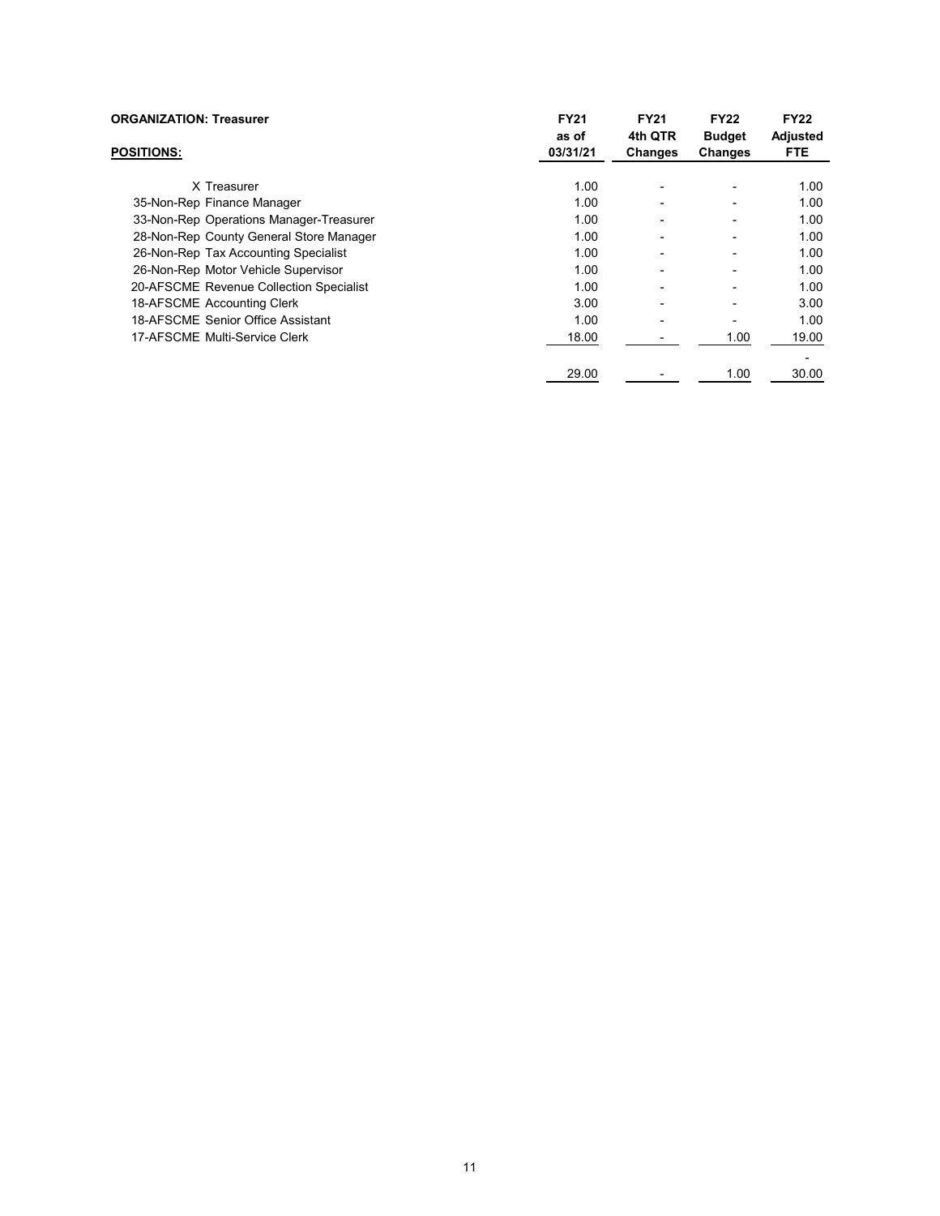**ORGANIZATION: Treasurer**

| POSITIONS: | FY21 as of 03/31/21 | FY21 4th QTR Changes | FY22 Budget Changes | FY22 Adjusted FTE |
|---|---|---|---|---|
| X Treasurer | 1.00 | - | - | 1.00 |
| 35-Non-Rep Finance Manager | 1.00 | - | - | 1.00 |
| 33-Non-Rep Operations Manager-Treasurer | 1.00 | - | - | 1.00 |
| 28-Non-Rep County General Store Manager | 1.00 | - | - | 1.00 |
| 26-Non-Rep Tax Accounting Specialist | 1.00 | - | - | 1.00 |
| 26-Non-Rep Motor Vehicle Supervisor | 1.00 | - | - | 1.00 |
| 20-AFSCME Revenue Collection Specialist | 1.00 | - | - | 1.00 |
| 18-AFSCME Accounting Clerk | 3.00 | - | - | 3.00 |
| 18-AFSCME Senior Office Assistant | 1.00 | - | - | 1.00 |
| 17-AFSCME Multi-Service Clerk | 18.00 | - | 1.00 | 19.00 |
| | | | | - |
| | 29.00 | - | 1.00 | 30.00 |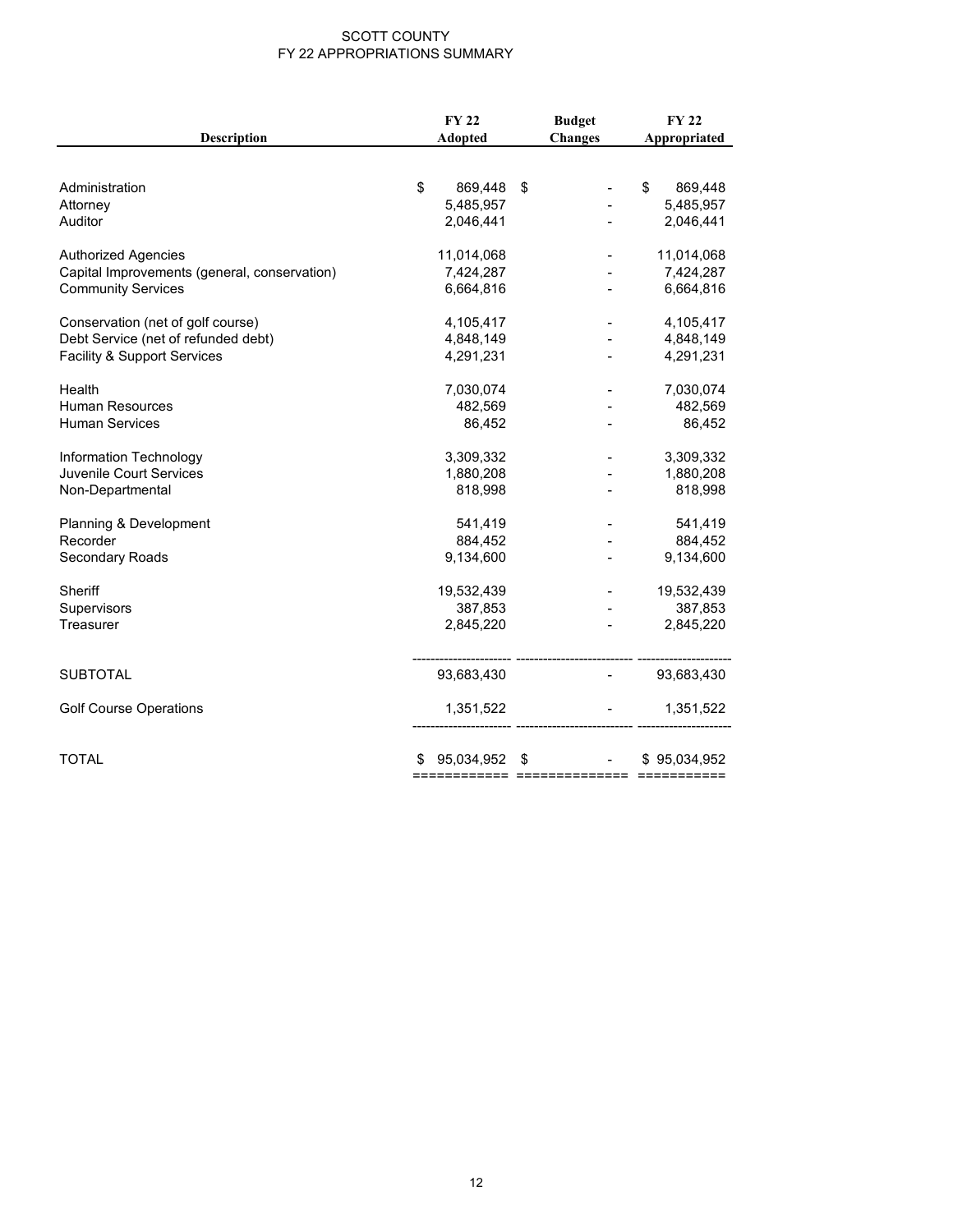# SCOTT COUNTY
## FY 22 APPROPRIATIONS SUMMARY

| Description | FY 22 Adopted | Budget Changes | FY 22 Appropriated |
|---|---|---|---|
| Administration | $ 869,448 | $ - | $ 869,448 |
| Attorney | 5,485,957 | - | 5,485,957 |
| Auditor | 2,046,441 | - | 2,046,441 |
| Authorized Agencies | 11,014,068 | - | 11,014,068 |
| Capital Improvements (general, conservation) | 7,424,287 | - | 7,424,287 |
| Community Services | 6,664,816 | - | 6,664,816 |
| Conservation (net of golf course) | 4,105,417 | - | 4,105,417 |
| Debt Service (net of refunded debt) | 4,848,149 | - | 4,848,149 |
| Facility & Support Services | 4,291,231 | - | 4,291,231 |
| Health | 7,030,074 | - | 7,030,074 |
| Human Resources | 482,569 | - | 482,569 |
| Human Services | 86,452 | - | 86,452 |
| Information Technology | 3,309,332 | - | 3,309,332 |
| Juvenile Court Services | 1,880,208 | - | 1,880,208 |
| Non-Departmental | 818,998 | - | 818,998 |
| Planning & Development | 541,419 | - | 541,419 |
| Recorder | 884,452 | - | 884,452 |
| Secondary Roads | 9,134,600 | - | 9,134,600 |
| Sheriff | 19,532,439 | - | 19,532,439 |
| Supervisors | 387,853 | - | 387,853 |
| Treasurer | 2,845,220 | - | 2,845,220 |
| SUBTOTAL | 93,683,430 | - | 93,683,430 |
| Golf Course Operations | 1,351,522 | - | 1,351,522 |
| TOTAL | $ 95,034,952 | $ - | $ 95,034,952 |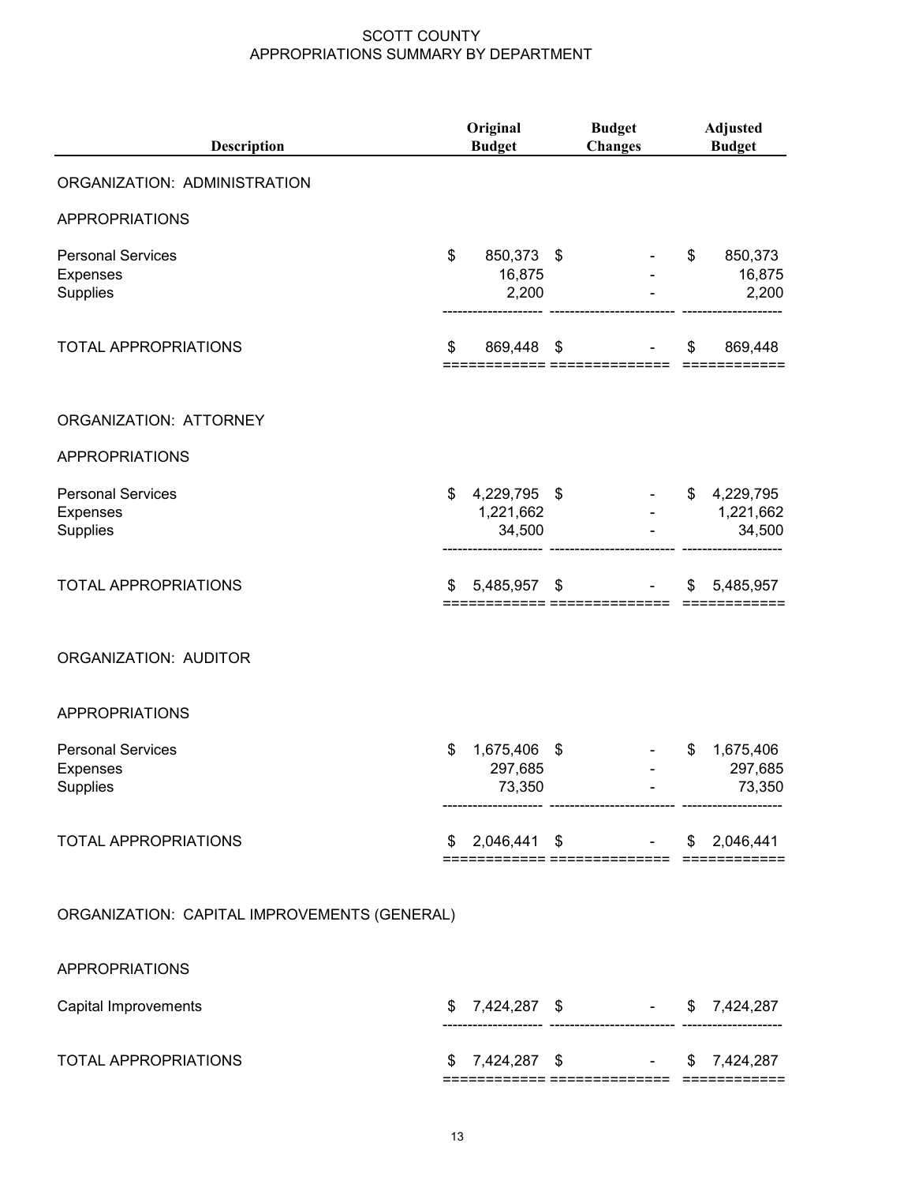# SCOTT COUNTY
## APPROPRIATIONS SUMMARY BY DEPARTMENT

| Description | Original Budget | Budget Changes | Adjusted Budget |
|---|---|---|---|
| **ORGANIZATION: ADMINISTRATION** | | | |
| APPROPRIATIONS | | | |
| Personal Services | $ 850,373 | $ - | $ 850,373 |
| Expenses | 16,875 | - | 16,875 |
| Supplies | 2,200 | - | 2,200 |
| TOTAL APPROPRIATIONS | $ 869,448 | $ - | $ 869,448 |
| **ORGANIZATION: ATTORNEY** | | | |
| APPROPRIATIONS | | | |
| Personal Services | $ 4,229,795 | $ - | $ 4,229,795 |
| Expenses | 1,221,662 | - | 1,221,662 |
| Supplies | 34,500 | - | 34,500 |
| TOTAL APPROPRIATIONS | $ 5,485,957 | $ - | $ 5,485,957 |
| **ORGANIZATION: AUDITOR** | | | |
| APPROPRIATIONS | | | |
| Personal Services | $ 1,675,406 | $ - | $ 1,675,406 |
| Expenses | 297,685 | - | 297,685 |
| Supplies | 73,350 | - | 73,350 |
| TOTAL APPROPRIATIONS | $ 2,046,441 | $ - | $ 2,046,441 |
| **ORGANIZATION: CAPITAL IMPROVEMENTS (GENERAL)** | | | |
| APPROPRIATIONS | | | |
| Capital Improvements | $ 7,424,287 | $ - | $ 7,424,287 |
| TOTAL APPROPRIATIONS | $ 7,424,287 | $ - | $ 7,424,287 |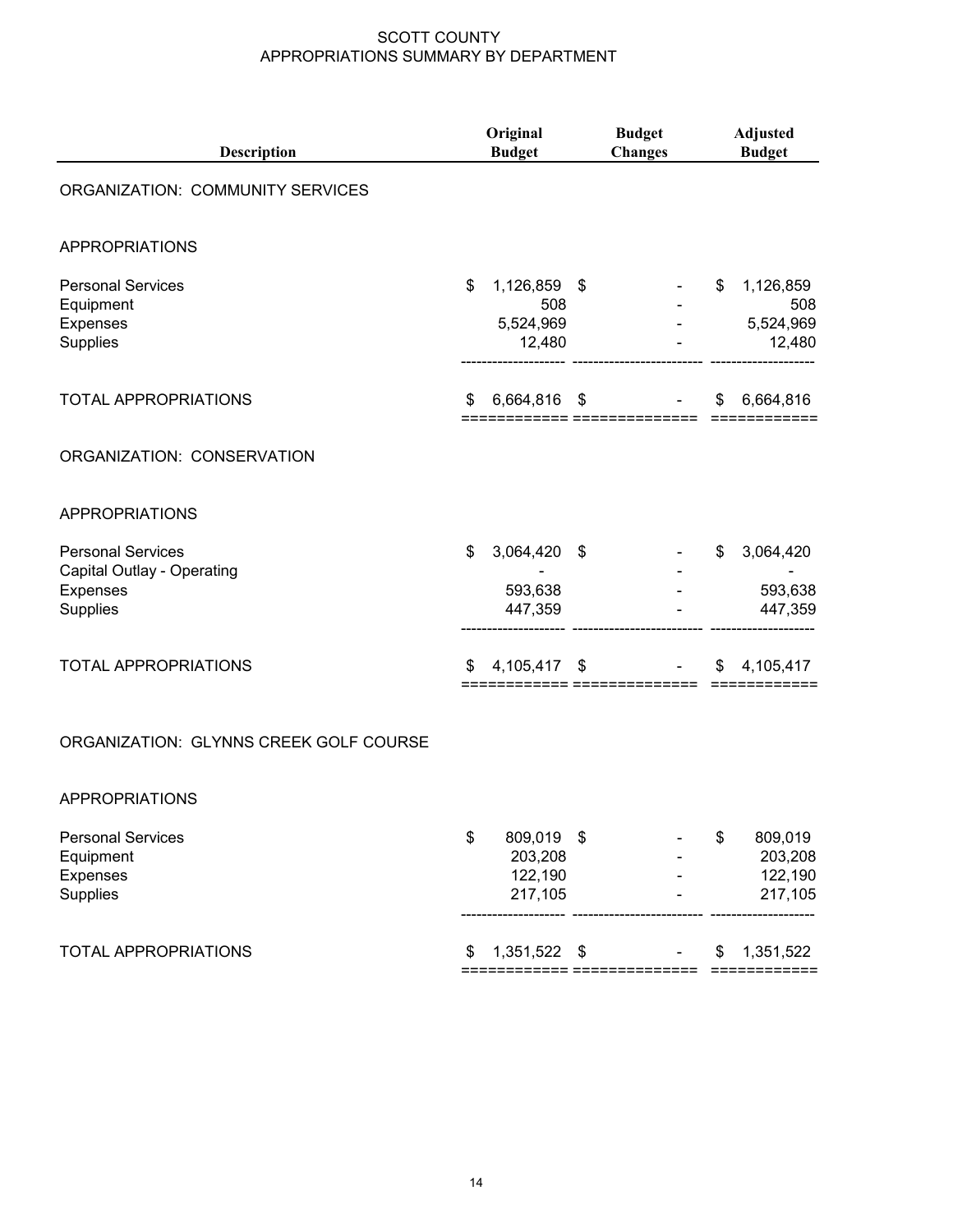SCOTT COUNTY
APPROPRIATIONS SUMMARY BY DEPARTMENT

| Description | Original Budget | Budget Changes | Adjusted Budget |
|---|---|---|---|
| ORGANIZATION: COMMUNITY SERVICES | | | |
| APPROPRIATIONS | | | |
| Personal Services | $ 1,126,859 | $ - | $ 1,126,859 |
| Equipment | 508 | - | 508 |
| Expenses | 5,524,969 | - | 5,524,969 |
| Supplies | 12,480 | - | 12,480 |
| TOTAL APPROPRIATIONS | $ 6,664,816 | $ - | $ 6,664,816 |
| ORGANIZATION: CONSERVATION | | | |
| APPROPRIATIONS | | | |
| Personal Services | $ 3,064,420 | $ - | $ 3,064,420 |
| Capital Outlay - Operating | - | - | - |
| Expenses | 593,638 | - | 593,638 |
| Supplies | 447,359 | - | 447,359 |
| TOTAL APPROPRIATIONS | $ 4,105,417 | $ - | $ 4,105,417 |
| ORGANIZATION: GLYNNS CREEK GOLF COURSE | | | |
| APPROPRIATIONS | | | |
| Personal Services | $ 809,019 | $ - | $ 809,019 |
| Equipment | 203,208 | - | 203,208 |
| Expenses | 122,190 | - | 122,190 |
| Supplies | 217,105 | - | 217,105 |
| TOTAL APPROPRIATIONS | $ 1,351,522 | $ - | $ 1,351,522 |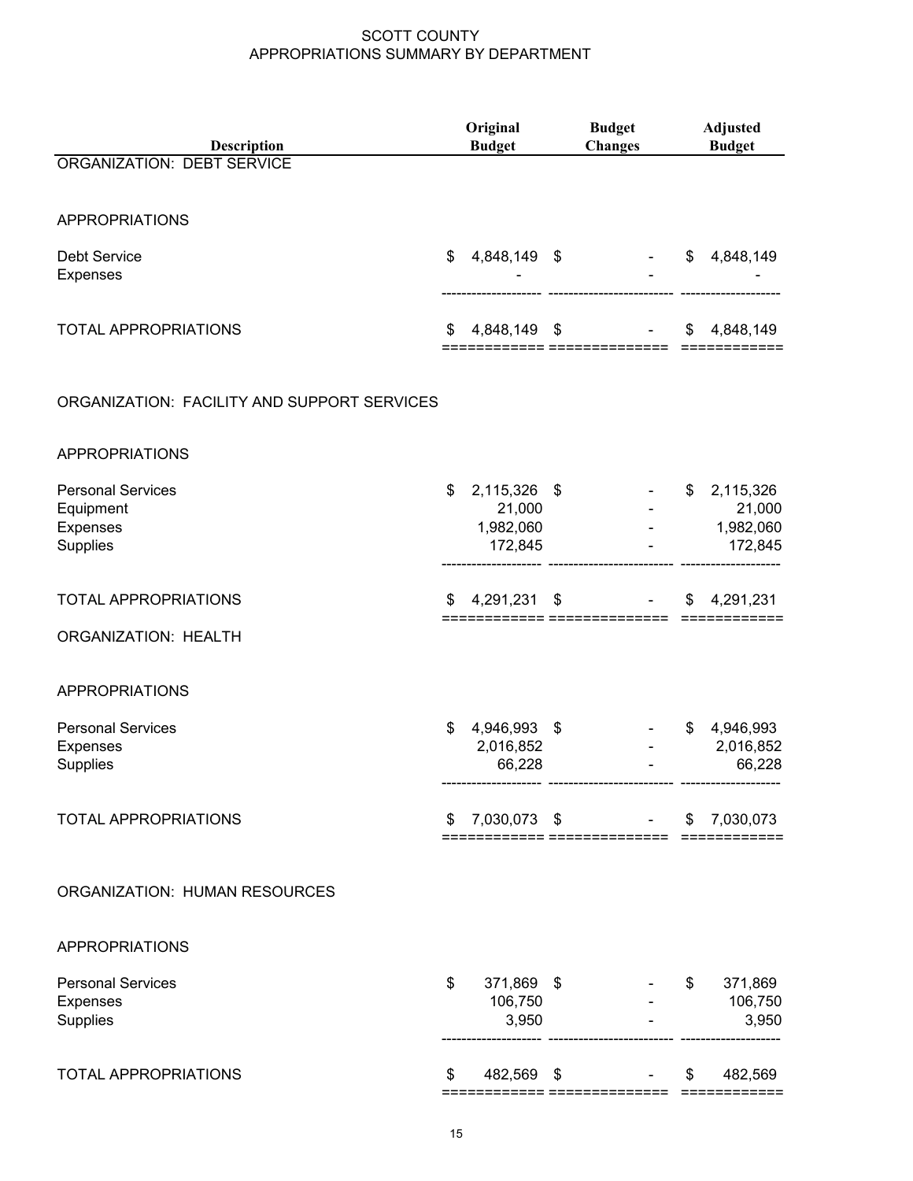# SCOTT COUNTY
## APPROPRIATIONS SUMMARY BY DEPARTMENT

| Description | Original Budget | Budget Changes | Adjusted Budget |
|---|---|---|---|
| **ORGANIZATION: DEBT SERVICE** | | | |
| APPROPRIATIONS | | | |
| Debt Service | $ 4,848,149 | $ - | $ 4,848,149 |
| Expenses | - | - | - |
| TOTAL APPROPRIATIONS | $ 4,848,149 | $ - | $ 4,848,149 |
| **ORGANIZATION: FACILITY AND SUPPORT SERVICES** | | | |
| APPROPRIATIONS | | | |
| Personal Services | $ 2,115,326 | $ - | $ 2,115,326 |
| Equipment | 21,000 | - | 21,000 |
| Expenses | 1,982,060 | - | 1,982,060 |
| Supplies | 172,845 | - | 172,845 |
| TOTAL APPROPRIATIONS | $ 4,291,231 | $ - | $ 4,291,231 |
| **ORGANIZATION: HEALTH** | | | |
| APPROPRIATIONS | | | |
| Personal Services | $ 4,946,993 | $ - | $ 4,946,993 |
| Expenses | 2,016,852 | - | 2,016,852 |
| Supplies | 66,228 | - | 66,228 |
| TOTAL APPROPRIATIONS | $ 7,030,073 | $ - | $ 7,030,073 |
| **ORGANIZATION: HUMAN RESOURCES** | | | |
| APPROPRIATIONS | | | |
| Personal Services | $ 371,869 | $ - | $ 371,869 |
| Expenses | 106,750 | - | 106,750 |
| Supplies | 3,950 | - | 3,950 |
| TOTAL APPROPRIATIONS | $ 482,569 | $ - | $ 482,569 |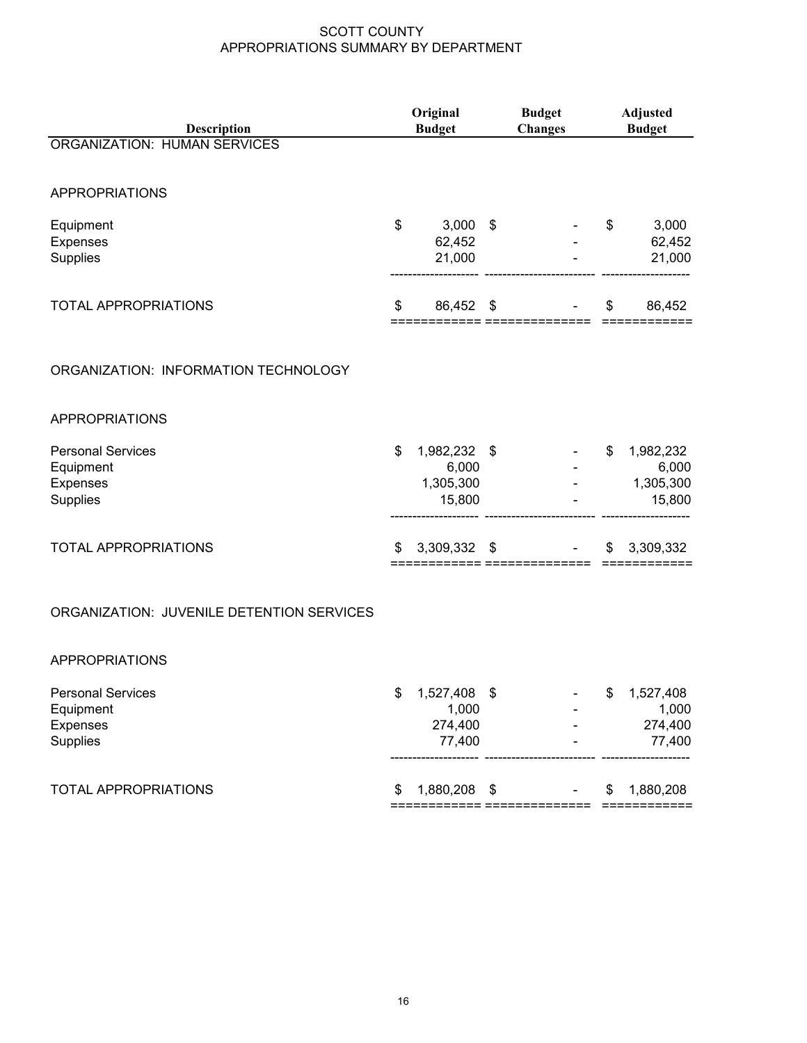# SCOTT COUNTY
## APPROPRIATIONS SUMMARY BY DEPARTMENT

| Description | Original Budget | Budget Changes | Adjusted Budget |
|---|---|---|---|
| **ORGANIZATION: HUMAN SERVICES** | | | |
| APPROPRIATIONS | | | |
| Equipment | $ 3,000 | $ - | $ 3,000 |
| Expenses | 62,452 | - | 62,452 |
| Supplies | 21,000 | - | 21,000 |
| TOTAL APPROPRIATIONS | $ 86,452 | $ - | $ 86,452 |
| **ORGANIZATION: INFORMATION TECHNOLOGY** | | | |
| APPROPRIATIONS | | | |
| Personal Services | $ 1,982,232 | $ - | $ 1,982,232 |
| Equipment | 6,000 | - | 6,000 |
| Expenses | 1,305,300 | - | 1,305,300 |
| Supplies | 15,800 | - | 15,800 |
| TOTAL APPROPRIATIONS | $ 3,309,332 | $ - | $ 3,309,332 |
| **ORGANIZATION: JUVENILE DETENTION SERVICES** | | | |
| APPROPRIATIONS | | | |
| Personal Services | $ 1,527,408 | $ - | $ 1,527,408 |
| Equipment | 1,000 | - | 1,000 |
| Expenses | 274,400 | - | 274,400 |
| Supplies | 77,400 | - | 77,400 |
| TOTAL APPROPRIATIONS | $ 1,880,208 | $ - | $ 1,880,208 |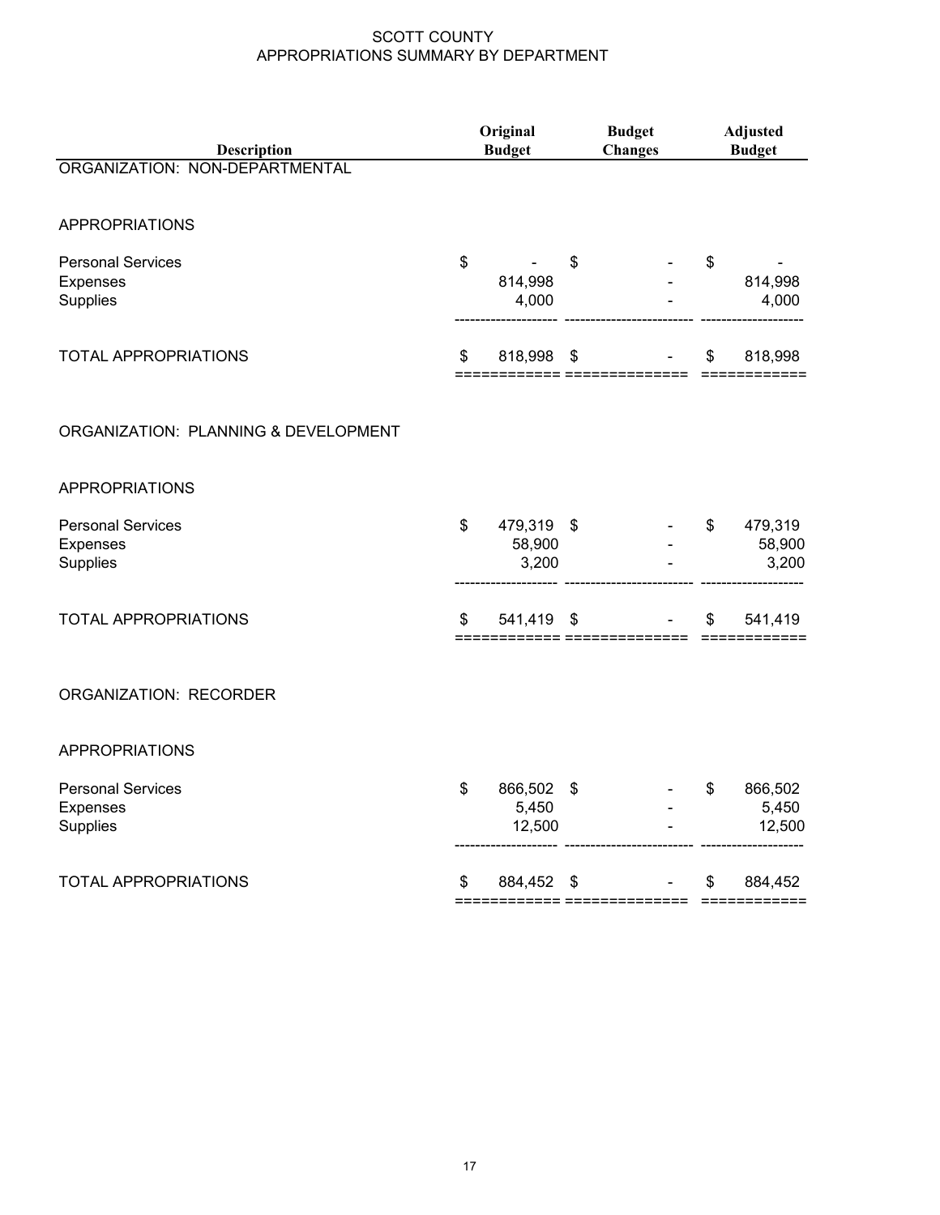# SCOTT COUNTY
## APPROPRIATIONS SUMMARY BY DEPARTMENT

| Description | Original Budget | Budget Changes | Adjusted Budget |
|---|---|---|---|
| **ORGANIZATION: NON-DEPARTMENTAL** | | | |
| APPROPRIATIONS | | | |
| Personal Services | $ - | $ - | $ - |
| Expenses | 814,998 | - | 814,998 |
| Supplies | 4,000 | - | 4,000 |
| TOTAL APPROPRIATIONS | $ 818,998 | $ - | $ 818,998 |
| **ORGANIZATION: PLANNING & DEVELOPMENT** | | | |
| APPROPRIATIONS | | | |
| Personal Services | $ 479,319 | $ - | $ 479,319 |
| Expenses | 58,900 | - | 58,900 |
| Supplies | 3,200 | - | 3,200 |
| TOTAL APPROPRIATIONS | $ 541,419 | $ - | $ 541,419 |
| **ORGANIZATION: RECORDER** | | | |
| APPROPRIATIONS | | | |
| Personal Services | $ 866,502 | $ - | $ 866,502 |
| Expenses | 5,450 | - | 5,450 |
| Supplies | 12,500 | - | 12,500 |
| TOTAL APPROPRIATIONS | $ 884,452 | $ - | $ 884,452 |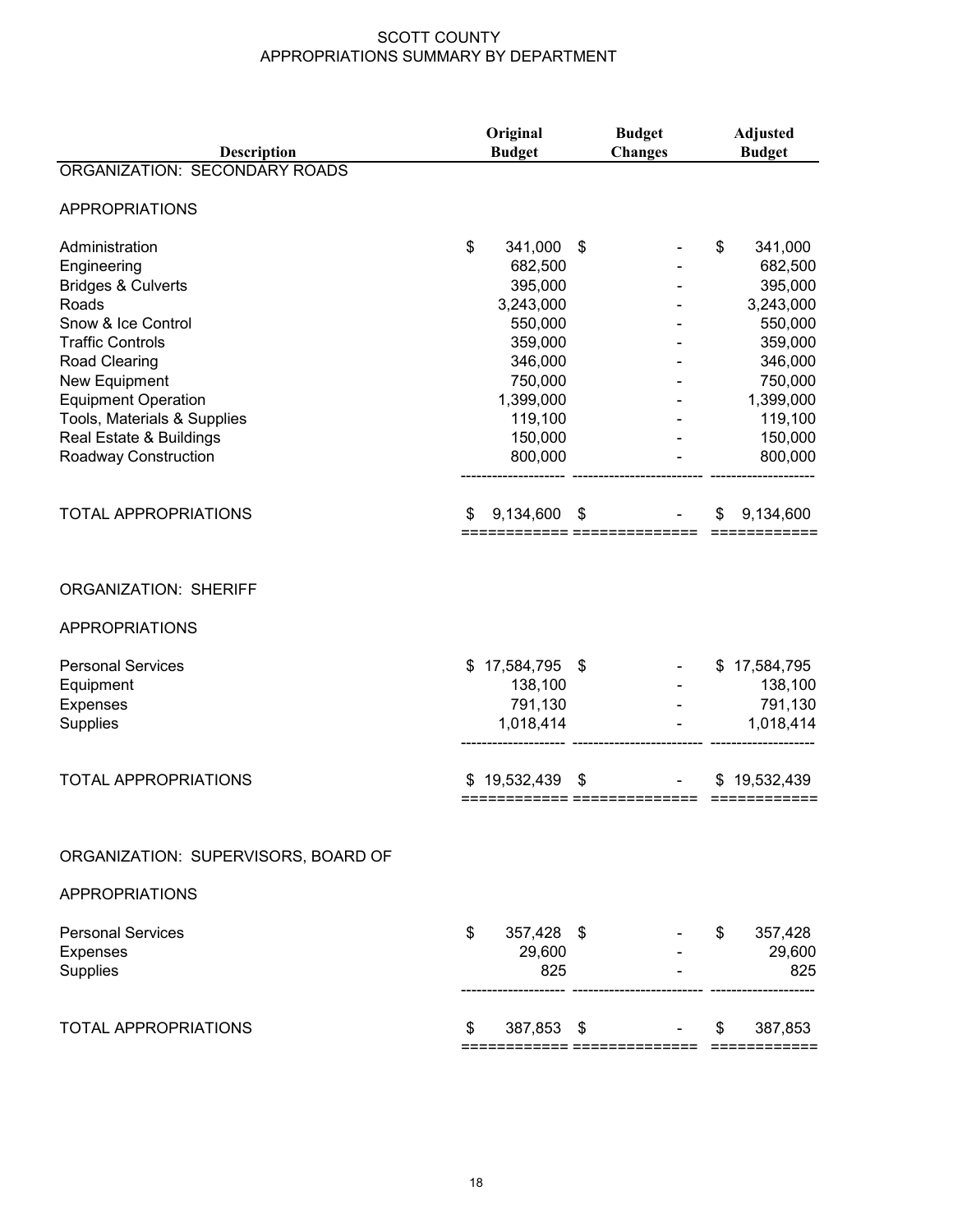# SCOTT COUNTY
## APPROPRIATIONS SUMMARY BY DEPARTMENT

| Description | Original Budget | Budget Changes | Adjusted Budget |
|---|---|---|---|
| **ORGANIZATION: SECONDARY ROADS** | | | |
| APPROPRIATIONS | | | |
| Administration | $ 341,000 | $ - | $ 341,000 |
| Engineering | 682,500 | - | 682,500 |
| Bridges & Culverts | 395,000 | - | 395,000 |
| Roads | 3,243,000 | - | 3,243,000 |
| Snow & Ice Control | 550,000 | - | 550,000 |
| Traffic Controls | 359,000 | - | 359,000 |
| Road Clearing | 346,000 | - | 346,000 |
| New Equipment | 750,000 | - | 750,000 |
| Equipment Operation | 1,399,000 | - | 1,399,000 |
| Tools, Materials & Supplies | 119,100 | - | 119,100 |
| Real Estate & Buildings | 150,000 | - | 150,000 |
| Roadway Construction | 800,000 | - | 800,000 |
| TOTAL APPROPRIATIONS | $ 9,134,600 | $ - | $ 9,134,600 |

| Description | Original Budget | Budget Changes | Adjusted Budget |
|---|---|---|---|
| **ORGANIZATION: SHERIFF** | | | |
| APPROPRIATIONS | | | |
| Personal Services | $ 17,584,795 | $ - | $ 17,584,795 |
| Equipment | 138,100 | - | 138,100 |
| Expenses | 791,130 | - | 791,130 |
| Supplies | 1,018,414 | - | 1,018,414 |
| TOTAL APPROPRIATIONS | $ 19,532,439 | $ - | $ 19,532,439 |

| Description | Original Budget | Budget Changes | Adjusted Budget |
|---|---|---|---|
| **ORGANIZATION: SUPERVISORS, BOARD OF** | | | |
| APPROPRIATIONS | | | |
| Personal Services | $ 357,428 | $ - | $ 357,428 |
| Expenses | 29,600 | - | 29,600 |
| Supplies | 825 | - | 825 |
| TOTAL APPROPRIATIONS | $ 387,853 | $ - | $ 387,853 |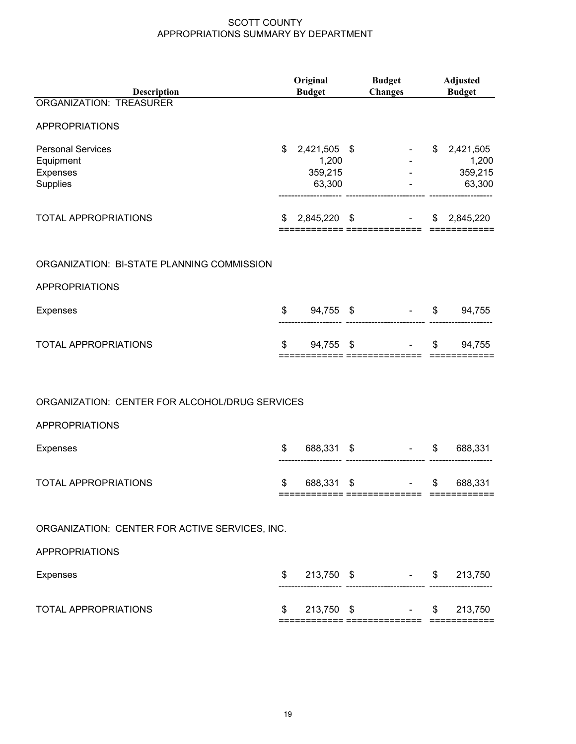# SCOTT COUNTY
## APPROPRIATIONS SUMMARY BY DEPARTMENT

| Description | Original Budget | Budget Changes | Adjusted Budget |
|---|---|---|---|
| **ORGANIZATION: TREASURER** | | | |
| APPROPRIATIONS | | | |
| Personal Services | $ 2,421,505 | $ - | $ 2,421,505 |
| Equipment | 1,200 | - | 1,200 |
| Expenses | 359,215 | - | 359,215 |
| Supplies | 63,300 | - | 63,300 |
| TOTAL APPROPRIATIONS | $ 2,845,220 | $ - | $ 2,845,220 |
| **ORGANIZATION: BI-STATE PLANNING COMMISSION** | | | |
| APPROPRIATIONS | | | |
| Expenses | $ 94,755 | $ - | $ 94,755 |
| TOTAL APPROPRIATIONS | $ 94,755 | $ - | $ 94,755 |
| **ORGANIZATION: CENTER FOR ALCOHOL/DRUG SERVICES** | | | |
| APPROPRIATIONS | | | |
| Expenses | $ 688,331 | $ - | $ 688,331 |
| TOTAL APPROPRIATIONS | $ 688,331 | $ - | $ 688,331 |
| **ORGANIZATION: CENTER FOR ACTIVE SERVICES, INC.** | | | |
| APPROPRIATIONS | | | |
| Expenses | $ 213,750 | $ - | $ 213,750 |
| TOTAL APPROPRIATIONS | $ 213,750 | $ - | $ 213,750 |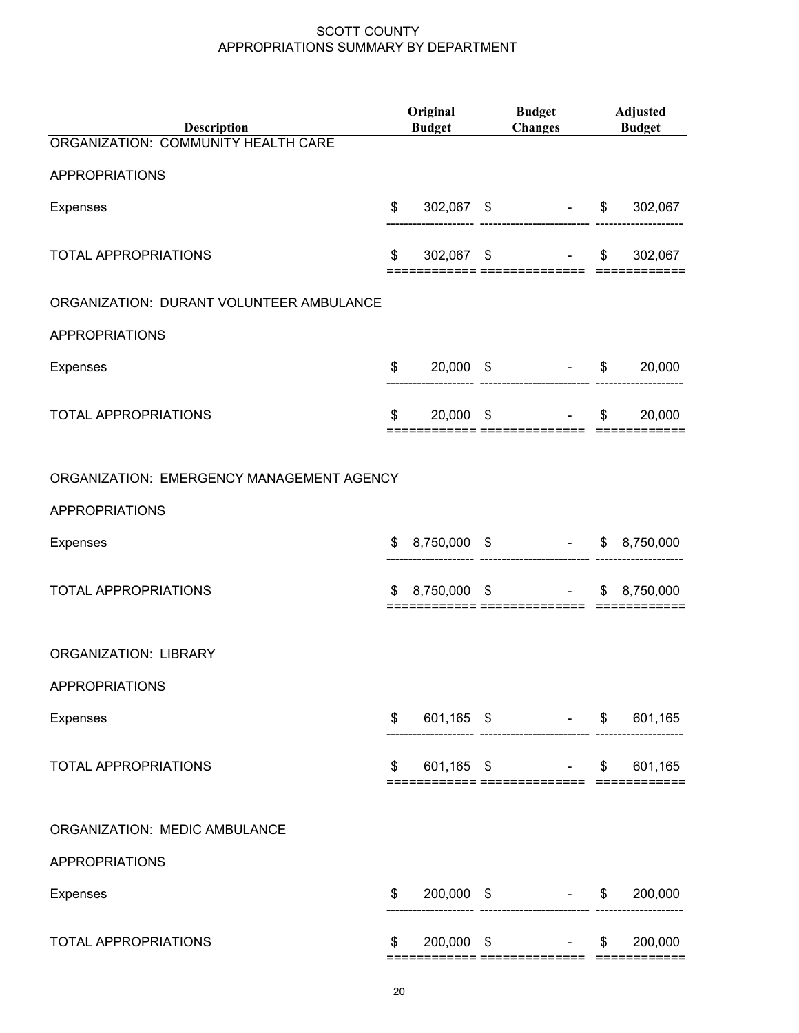SCOTT COUNTY
APPROPRIATIONS SUMMARY BY DEPARTMENT

| Description | Original Budget | Budget Changes | Adjusted Budget |
|---|---|---|---|
| ORGANIZATION: COMMUNITY HEALTH CARE | | | |
| APPROPRIATIONS | | | |
| Expenses | $ 302,067 | $ - | $ 302,067 |
| TOTAL APPROPRIATIONS | $ 302,067 | $ - | $ 302,067 |
| ORGANIZATION: DURANT VOLUNTEER AMBULANCE | | | |
| APPROPRIATIONS | | | |
| Expenses | $ 20,000 | $ - | $ 20,000 |
| TOTAL APPROPRIATIONS | $ 20,000 | $ - | $ 20,000 |
| ORGANIZATION: EMERGENCY MANAGEMENT AGENCY | | | |
| APPROPRIATIONS | | | |
| Expenses | $ 8,750,000 | $ - | $ 8,750,000 |
| TOTAL APPROPRIATIONS | $ 8,750,000 | $ - | $ 8,750,000 |
| ORGANIZATION: LIBRARY | | | |
| APPROPRIATIONS | | | |
| Expenses | $ 601,165 | $ - | $ 601,165 |
| TOTAL APPROPRIATIONS | $ 601,165 | $ - | $ 601,165 |
| ORGANIZATION: MEDIC AMBULANCE | | | |
| APPROPRIATIONS | | | |
| Expenses | $ 200,000 | $ - | $ 200,000 |
| TOTAL APPROPRIATIONS | $ 200,000 | $ - | $ 200,000 |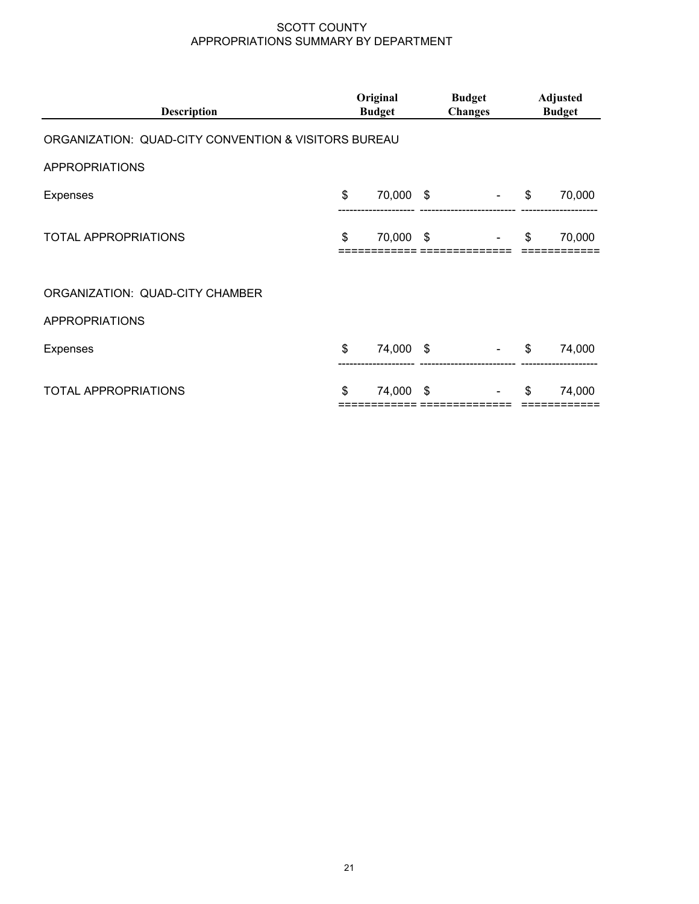# SCOTT COUNTY
## APPROPRIATIONS SUMMARY BY DEPARTMENT

| Description | Original Budget | Budget Changes | Adjusted Budget |
|---|---|---|---|
| ORGANIZATION: QUAD-CITY CONVENTION & VISITORS BUREAU | | | |
| APPROPRIATIONS | | | |
| Expenses | $ 70,000 | $ - | $ 70,000 |
| TOTAL APPROPRIATIONS | $ 70,000 | $ - | $ 70,000 |
| | | | |
| ORGANIZATION: QUAD-CITY CHAMBER | | | |
| APPROPRIATIONS | | | |
| Expenses | $ 74,000 | $ - | $ 74,000 |
| TOTAL APPROPRIATIONS | $ 74,000 | $ - | $ 74,000 |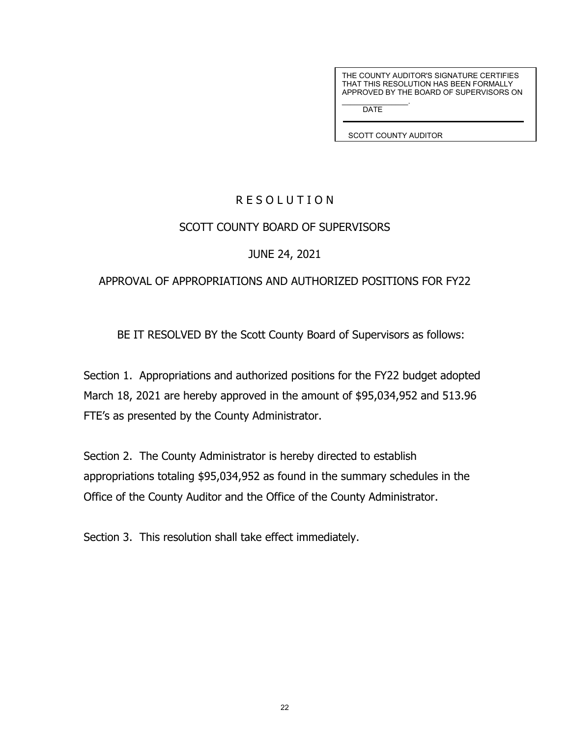THE COUNTY AUDITOR'S SIGNATURE CERTIFIES THAT THIS RESOLUTION HAS BEEN FORMALLY APPROVED BY THE BOARD OF SUPERVISORS ON

_______________.
DATE

_______________________________
SCOTT COUNTY AUDITOR

# R E S O L U T I O N

## SCOTT COUNTY BOARD OF SUPERVISORS

## JUNE 24, 2021

## APPROVAL OF APPROPRIATIONS AND AUTHORIZED POSITIONS FOR FY22

BE IT RESOLVED BY the Scott County Board of Supervisors as follows:

Section 1. Appropriations and authorized positions for the FY22 budget adopted March 18, 2021 are hereby approved in the amount of $95,034,952 and 513.96 FTE's as presented by the County Administrator.

Section 2. The County Administrator is hereby directed to establish appropriations totaling $95,034,952 as found in the summary schedules in the Office of the County Auditor and the Office of the County Administrator.

Section 3. This resolution shall take effect immediately.